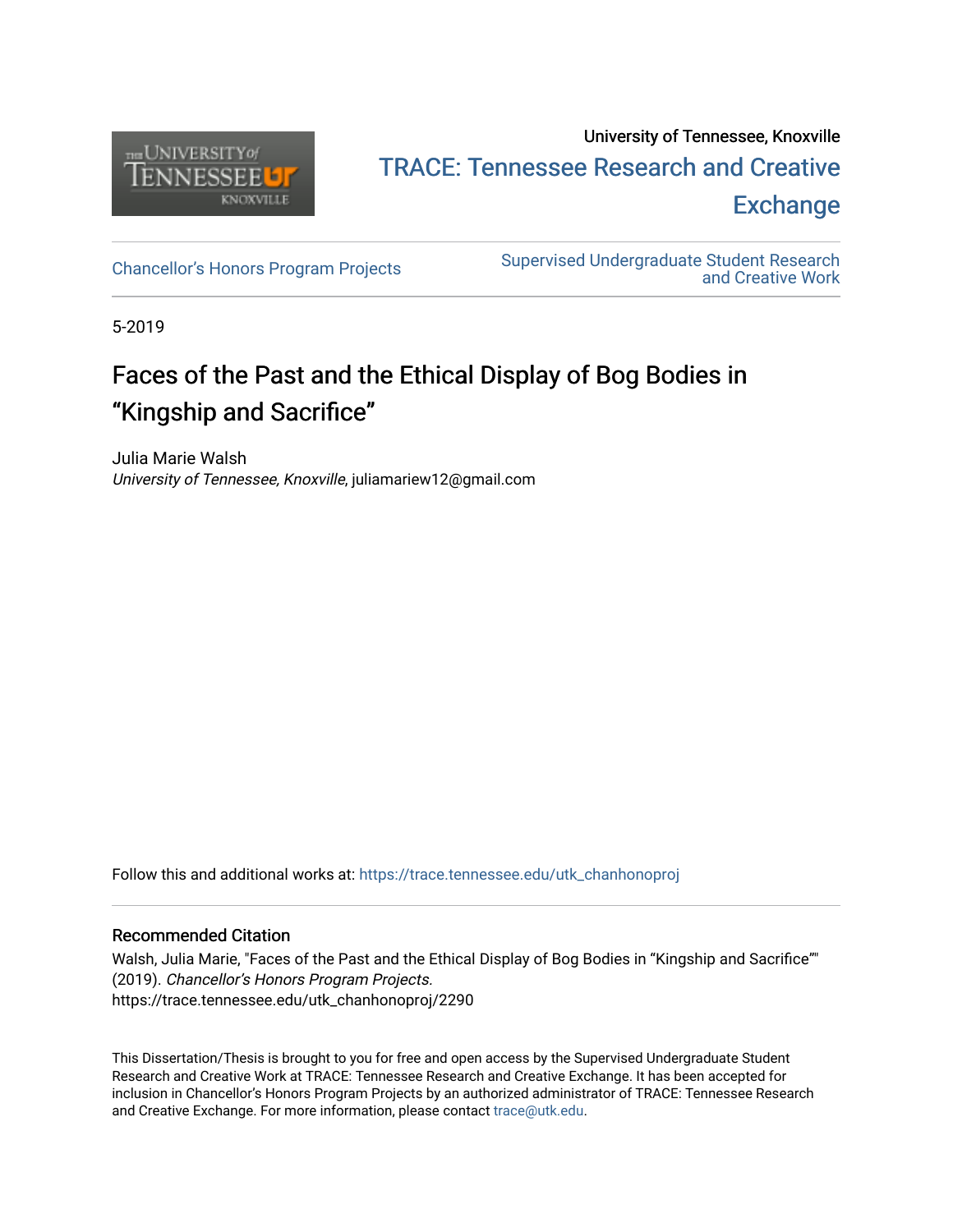University of Tennessee, Knoxville

TRACE: Tennessee Research and Creative Exchange

Chancellor’s Honors Program Projects

Supervised Undergraduate Student Research and Creative Work

5-2019

# Faces of the Past and the Ethical Display of Bog Bodies in “Kingship and Sacrifice”

Julia Marie Walsh
*University of Tennessee, Knoxville*, juliamariew12@gmail.com

Follow this and additional works at: https://trace.tennessee.edu/utk_chanhonoproj

## Recommended Citation

Walsh, Julia Marie, "Faces of the Past and the Ethical Display of Bog Bodies in “Kingship and Sacrifice”" (2019). *Chancellor’s Honors Program Projects.*
https://trace.tennessee.edu/utk_chanhonoproj/2290

This Dissertation/Thesis is brought to you for free and open access by the Supervised Undergraduate Student Research and Creative Work at TRACE: Tennessee Research and Creative Exchange. It has been accepted for inclusion in Chancellor’s Honors Program Projects by an authorized administrator of TRACE: Tennessee Research and Creative Exchange. For more information, please contact trace@utk.edu.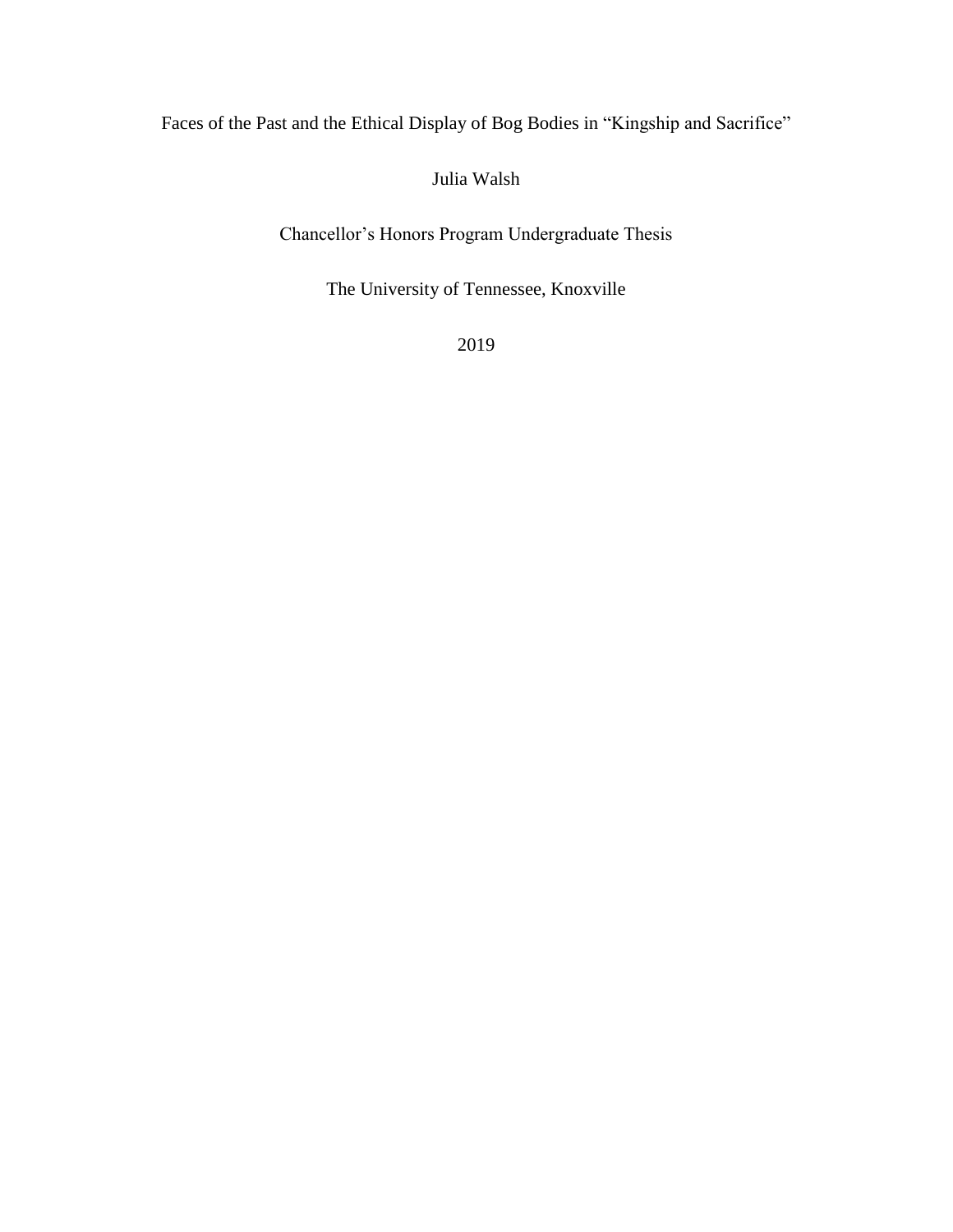# Faces of the Past and the Ethical Display of Bog Bodies in "Kingship and Sacrifice"

Julia Walsh

Chancellor's Honors Program Undergraduate Thesis

The University of Tennessee, Knoxville

2019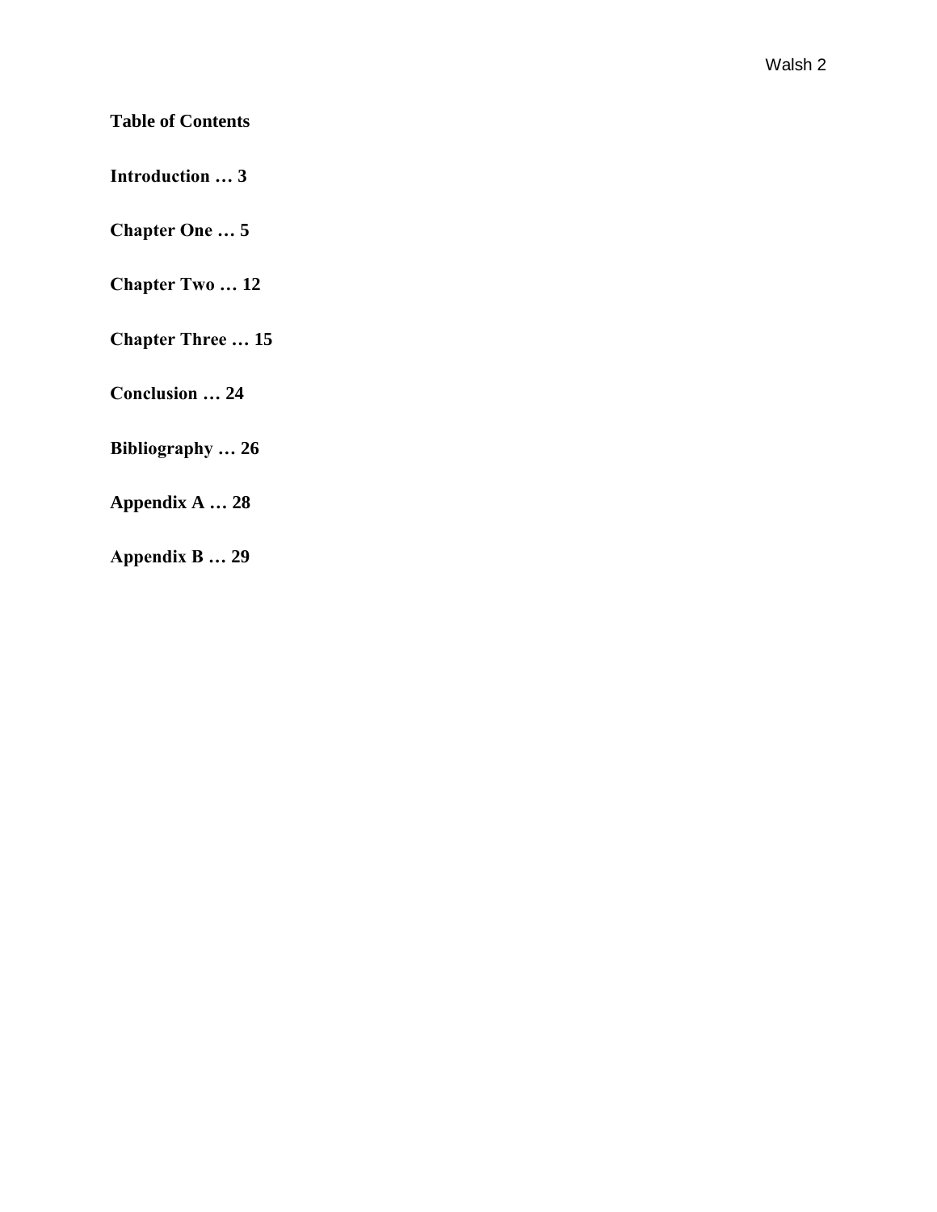**Table of Contents**

**Introduction … 3**

**Chapter One … 5**

**Chapter Two … 12**

**Chapter Three … 15**

**Conclusion … 24**

**Bibliography … 26**

**Appendix A … 28**

**Appendix B … 29**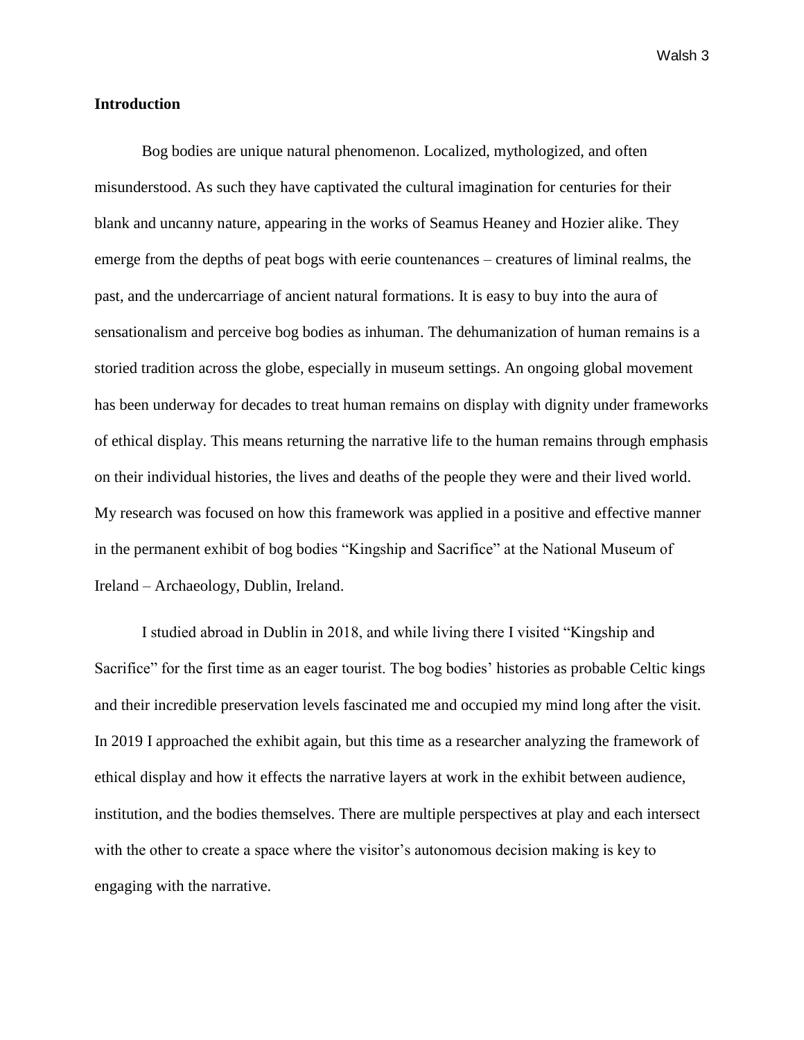## Introduction

Bog bodies are unique natural phenomenon. Localized, mythologized, and often misunderstood. As such they have captivated the cultural imagination for centuries for their blank and uncanny nature, appearing in the works of Seamus Heaney and Hozier alike. They emerge from the depths of peat bogs with eerie countenances – creatures of liminal realms, the past, and the undercarriage of ancient natural formations. It is easy to buy into the aura of sensationalism and perceive bog bodies as inhuman. The dehumanization of human remains is a storied tradition across the globe, especially in museum settings. An ongoing global movement has been underway for decades to treat human remains on display with dignity under frameworks of ethical display. This means returning the narrative life to the human remains through emphasis on their individual histories, the lives and deaths of the people they were and their lived world. My research was focused on how this framework was applied in a positive and effective manner in the permanent exhibit of bog bodies "Kingship and Sacrifice" at the National Museum of Ireland – Archaeology, Dublin, Ireland.

I studied abroad in Dublin in 2018, and while living there I visited "Kingship and Sacrifice" for the first time as an eager tourist. The bog bodies' histories as probable Celtic kings and their incredible preservation levels fascinated me and occupied my mind long after the visit. In 2019 I approached the exhibit again, but this time as a researcher analyzing the framework of ethical display and how it effects the narrative layers at work in the exhibit between audience, institution, and the bodies themselves. There are multiple perspectives at play and each intersect with the other to create a space where the visitor's autonomous decision making is key to engaging with the narrative.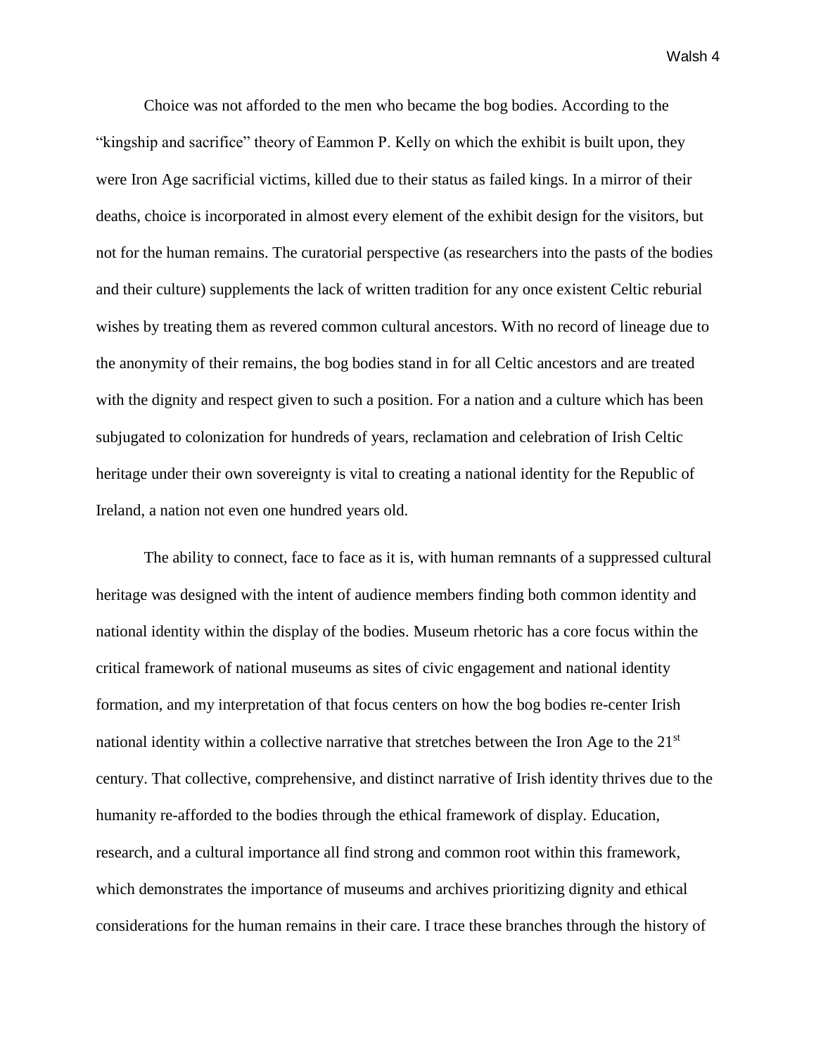Choice was not afforded to the men who became the bog bodies. According to the "kingship and sacrifice" theory of Eammon P. Kelly on which the exhibit is built upon, they were Iron Age sacrificial victims, killed due to their status as failed kings. In a mirror of their deaths, choice is incorporated in almost every element of the exhibit design for the visitors, but not for the human remains. The curatorial perspective (as researchers into the pasts of the bodies and their culture) supplements the lack of written tradition for any once existent Celtic reburial wishes by treating them as revered common cultural ancestors. With no record of lineage due to the anonymity of their remains, the bog bodies stand in for all Celtic ancestors and are treated with the dignity and respect given to such a position. For a nation and a culture which has been subjugated to colonization for hundreds of years, reclamation and celebration of Irish Celtic heritage under their own sovereignty is vital to creating a national identity for the Republic of Ireland, a nation not even one hundred years old.

The ability to connect, face to face as it is, with human remnants of a suppressed cultural heritage was designed with the intent of audience members finding both common identity and national identity within the display of the bodies. Museum rhetoric has a core focus within the critical framework of national museums as sites of civic engagement and national identity formation, and my interpretation of that focus centers on how the bog bodies re-center Irish national identity within a collective narrative that stretches between the Iron Age to the 21st century. That collective, comprehensive, and distinct narrative of Irish identity thrives due to the humanity re-afforded to the bodies through the ethical framework of display. Education, research, and a cultural importance all find strong and common root within this framework, which demonstrates the importance of museums and archives prioritizing dignity and ethical considerations for the human remains in their care. I trace these branches through the history of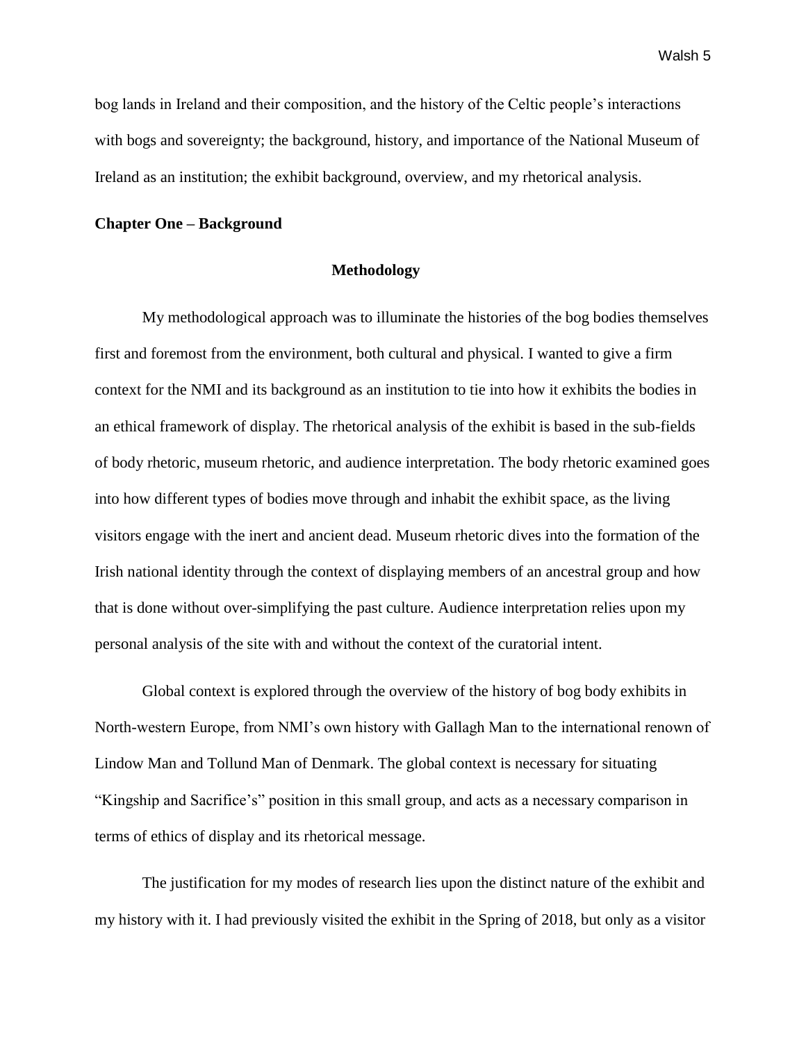bog lands in Ireland and their composition, and the history of the Celtic people's interactions with bogs and sovereignty; the background, history, and importance of the National Museum of Ireland as an institution; the exhibit background, overview, and my rhetorical analysis.

## Chapter One – Background

### Methodology

My methodological approach was to illuminate the histories of the bog bodies themselves first and foremost from the environment, both cultural and physical. I wanted to give a firm context for the NMI and its background as an institution to tie into how it exhibits the bodies in an ethical framework of display. The rhetorical analysis of the exhibit is based in the sub-fields of body rhetoric, museum rhetoric, and audience interpretation. The body rhetoric examined goes into how different types of bodies move through and inhabit the exhibit space, as the living visitors engage with the inert and ancient dead. Museum rhetoric dives into the formation of the Irish national identity through the context of displaying members of an ancestral group and how that is done without over-simplifying the past culture. Audience interpretation relies upon my personal analysis of the site with and without the context of the curatorial intent.

Global context is explored through the overview of the history of bog body exhibits in North-western Europe, from NMI's own history with Gallagh Man to the international renown of Lindow Man and Tollund Man of Denmark. The global context is necessary for situating "Kingship and Sacrifice's" position in this small group, and acts as a necessary comparison in terms of ethics of display and its rhetorical message.

The justification for my modes of research lies upon the distinct nature of the exhibit and my history with it. I had previously visited the exhibit in the Spring of 2018, but only as a visitor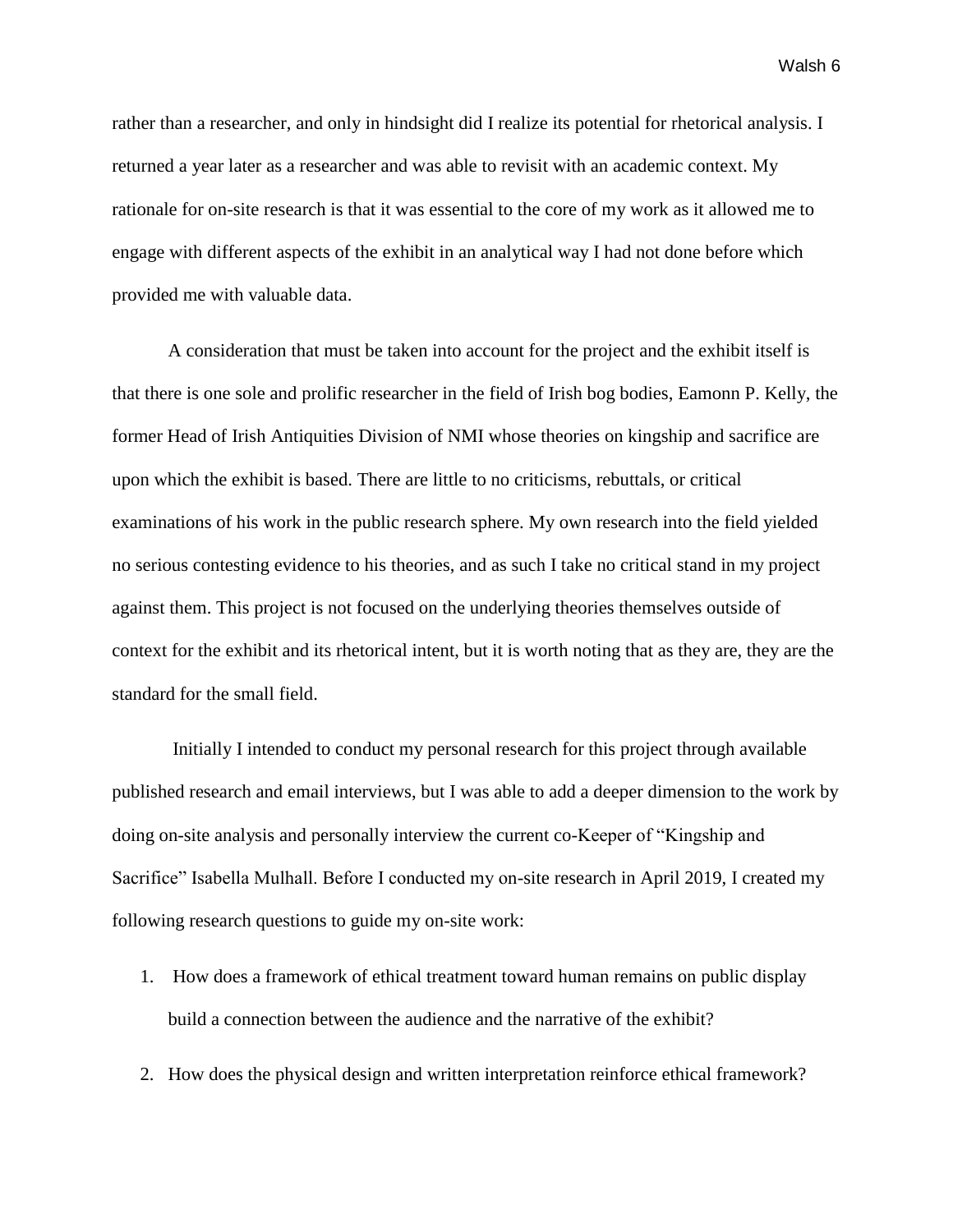rather than a researcher, and only in hindsight did I realize its potential for rhetorical analysis. I returned a year later as a researcher and was able to revisit with an academic context. My rationale for on-site research is that it was essential to the core of my work as it allowed me to engage with different aspects of the exhibit in an analytical way I had not done before which provided me with valuable data.

A consideration that must be taken into account for the project and the exhibit itself is that there is one sole and prolific researcher in the field of Irish bog bodies, Eamonn P. Kelly, the former Head of Irish Antiquities Division of NMI whose theories on kingship and sacrifice are upon which the exhibit is based. There are little to no criticisms, rebuttals, or critical examinations of his work in the public research sphere. My own research into the field yielded no serious contesting evidence to his theories, and as such I take no critical stand in my project against them. This project is not focused on the underlying theories themselves outside of context for the exhibit and its rhetorical intent, but it is worth noting that as they are, they are the standard for the small field.

Initially I intended to conduct my personal research for this project through available published research and email interviews, but I was able to add a deeper dimension to the work by doing on-site analysis and personally interview the current co-Keeper of "Kingship and Sacrifice" Isabella Mulhall. Before I conducted my on-site research in April 2019, I created my following research questions to guide my on-site work:

1. How does a framework of ethical treatment toward human remains on public display build a connection between the audience and the narrative of the exhibit?
2. How does the physical design and written interpretation reinforce ethical framework?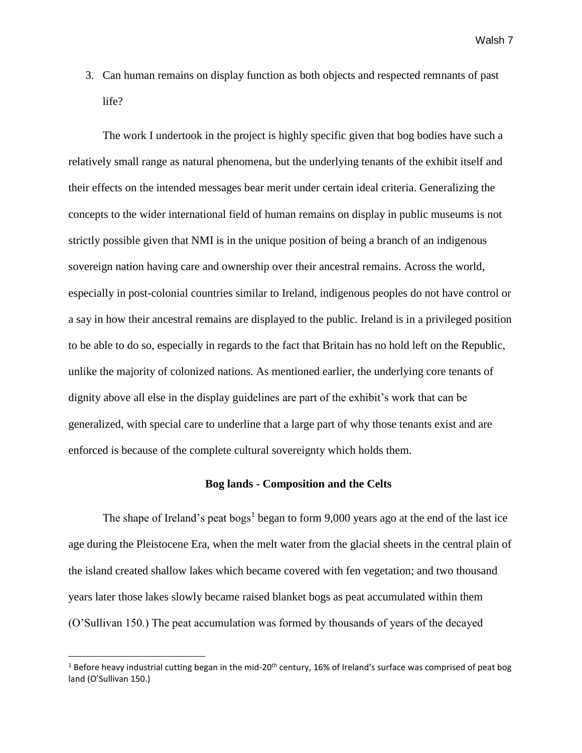3. Can human remains on display function as both objects and respected remnants of past life?

The work I undertook in the project is highly specific given that bog bodies have such a relatively small range as natural phenomena, but the underlying tenants of the exhibit itself and their effects on the intended messages bear merit under certain ideal criteria. Generalizing the concepts to the wider international field of human remains on display in public museums is not strictly possible given that NMI is in the unique position of being a branch of an indigenous sovereign nation having care and ownership over their ancestral remains. Across the world, especially in post-colonial countries similar to Ireland, indigenous peoples do not have control or a say in how their ancestral remains are displayed to the public. Ireland is in a privileged position to be able to do so, especially in regards to the fact that Britain has no hold left on the Republic, unlike the majority of colonized nations. As mentioned earlier, the underlying core tenants of dignity above all else in the display guidelines are part of the exhibit's work that can be generalized, with special care to underline that a large part of why those tenants exist and are enforced is because of the complete cultural sovereignty which holds them.

## Bog lands - Composition and the Celts

The shape of Ireland's peat bogs[1] began to form 9,000 years ago at the end of the last ice age during the Pleistocene Era, when the melt water from the glacial sheets in the central plain of the island created shallow lakes which became covered with fen vegetation; and two thousand years later those lakes slowly became raised blanket bogs as peat accumulated within them (O'Sullivan 150.) The peat accumulation was formed by thousands of years of the decayed

---

[1] Before heavy industrial cutting began in the mid-20th century, 16% of Ireland's surface was comprised of peat bog land (O'Sullivan 150.)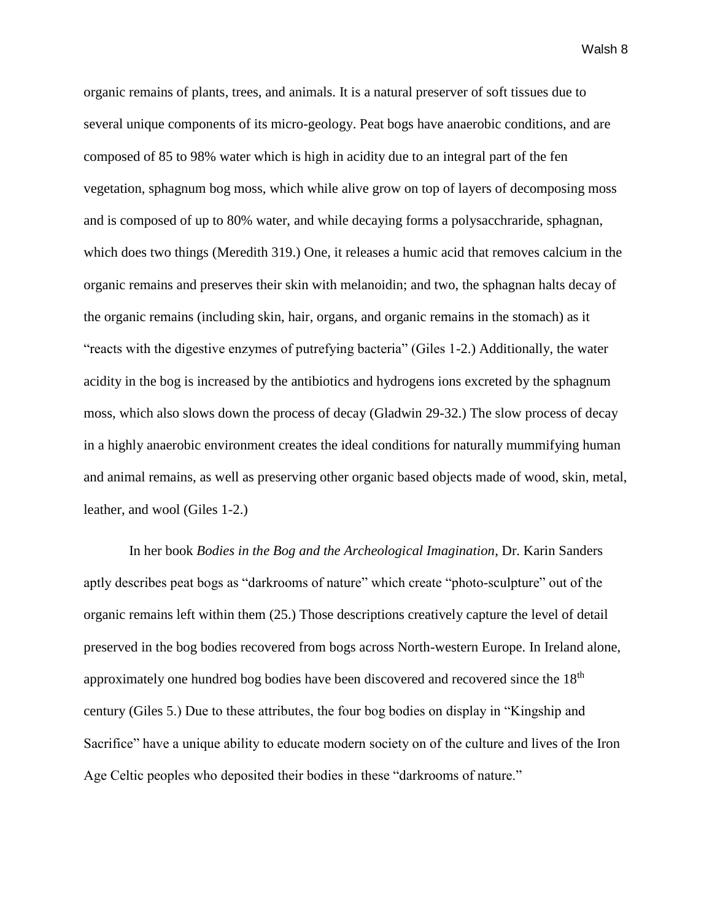organic remains of plants, trees, and animals. It is a natural preserver of soft tissues due to several unique components of its micro-geology. Peat bogs have anaerobic conditions, and are composed of 85 to 98% water which is high in acidity due to an integral part of the fen vegetation, sphagnum bog moss, which while alive grow on top of layers of decomposing moss and is composed of up to 80% water, and while decaying forms a polysacchraride, sphagnan, which does two things (Meredith 319.) One, it releases a humic acid that removes calcium in the organic remains and preserves their skin with melanoidin; and two, the sphagnan halts decay of the organic remains (including skin, hair, organs, and organic remains in the stomach) as it "reacts with the digestive enzymes of putrefying bacteria" (Giles 1-2.) Additionally, the water acidity in the bog is increased by the antibiotics and hydrogens ions excreted by the sphagnum moss, which also slows down the process of decay (Gladwin 29-32.) The slow process of decay in a highly anaerobic environment creates the ideal conditions for naturally mummifying human and animal remains, as well as preserving other organic based objects made of wood, skin, metal, leather, and wool (Giles 1-2.)

In her book *Bodies in the Bog and the Archeological Imagination*, Dr. Karin Sanders aptly describes peat bogs as "darkrooms of nature" which create "photo-sculpture" out of the organic remains left within them (25.) Those descriptions creatively capture the level of detail preserved in the bog bodies recovered from bogs across North-western Europe. In Ireland alone, approximately one hundred bog bodies have been discovered and recovered since the 18th century (Giles 5.) Due to these attributes, the four bog bodies on display in "Kingship and Sacrifice" have a unique ability to educate modern society on of the culture and lives of the Iron Age Celtic peoples who deposited their bodies in these "darkrooms of nature."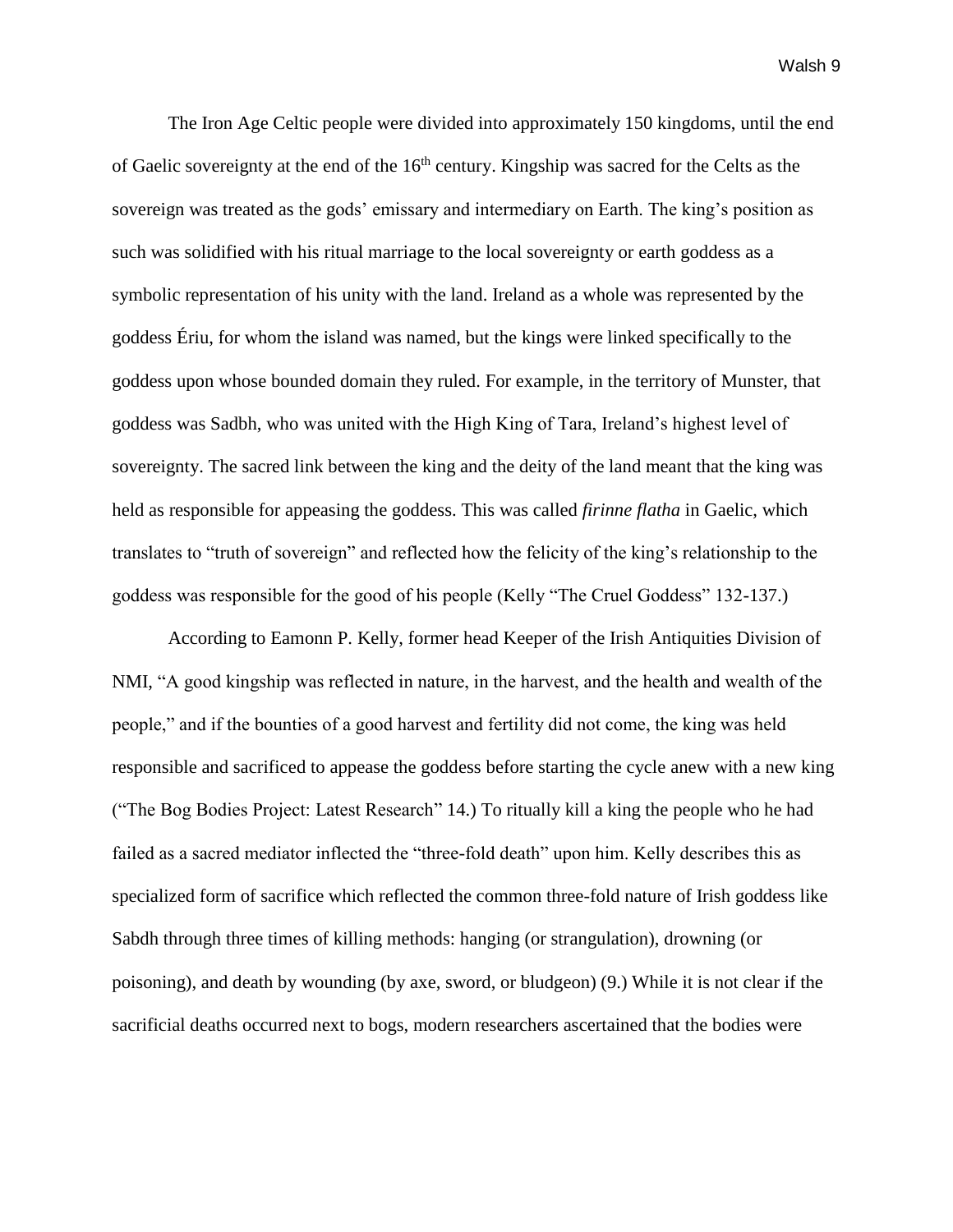The Iron Age Celtic people were divided into approximately 150 kingdoms, until the end of Gaelic sovereignty at the end of the 16th century. Kingship was sacred for the Celts as the sovereign was treated as the gods' emissary and intermediary on Earth. The king's position as such was solidified with his ritual marriage to the local sovereignty or earth goddess as a symbolic representation of his unity with the land. Ireland as a whole was represented by the goddess Ériu, for whom the island was named, but the kings were linked specifically to the goddess upon whose bounded domain they ruled. For example, in the territory of Munster, that goddess was Sadbh, who was united with the High King of Tara, Ireland's highest level of sovereignty. The sacred link between the king and the deity of the land meant that the king was held as responsible for appeasing the goddess. This was called *firinne flatha* in Gaelic, which translates to "truth of sovereign" and reflected how the felicity of the king's relationship to the goddess was responsible for the good of his people (Kelly "The Cruel Goddess" 132-137.)

According to Eamonn P. Kelly, former head Keeper of the Irish Antiquities Division of NMI, "A good kingship was reflected in nature, in the harvest, and the health and wealth of the people," and if the bounties of a good harvest and fertility did not come, the king was held responsible and sacrificed to appease the goddess before starting the cycle anew with a new king ("The Bog Bodies Project: Latest Research" 14.) To ritually kill a king the people who he had failed as a sacred mediator inflected the "three-fold death" upon him. Kelly describes this as specialized form of sacrifice which reflected the common three-fold nature of Irish goddess like Sabdh through three times of killing methods: hanging (or strangulation), drowning (or poisoning), and death by wounding (by axe, sword, or bludgeon) (9.) While it is not clear if the sacrificial deaths occurred next to bogs, modern researchers ascertained that the bodies were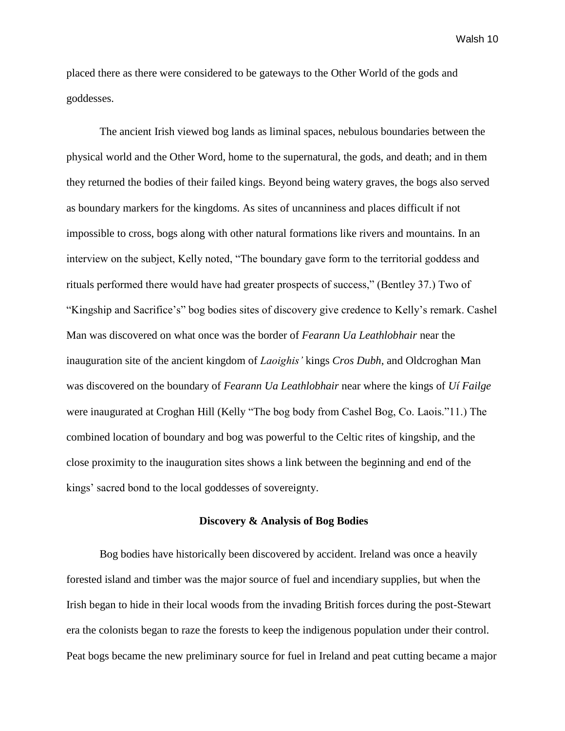placed there as there were considered to be gateways to the Other World of the gods and goddesses.

The ancient Irish viewed bog lands as liminal spaces, nebulous boundaries between the physical world and the Other Word, home to the supernatural, the gods, and death; and in them they returned the bodies of their failed kings. Beyond being watery graves, the bogs also served as boundary markers for the kingdoms. As sites of uncanniness and places difficult if not impossible to cross, bogs along with other natural formations like rivers and mountains. In an interview on the subject, Kelly noted, "The boundary gave form to the territorial goddess and rituals performed there would have had greater prospects of success," (Bentley 37.) Two of "Kingship and Sacrifice's" bog bodies sites of discovery give credence to Kelly's remark. Cashel Man was discovered on what once was the border of *Fearann Ua Leathlobhair* near the inauguration site of the ancient kingdom of *Laoighis'* kings *Cros Dubh*, and Oldcroghan Man was discovered on the boundary of *Fearann Ua Leathlobhair* near where the kings of *Uí Failge* were inaugurated at Croghan Hill (Kelly "The bog body from Cashel Bog, Co. Laois."11.) The combined location of boundary and bog was powerful to the Celtic rites of kingship, and the close proximity to the inauguration sites shows a link between the beginning and end of the kings' sacred bond to the local goddesses of sovereignty.

## Discovery & Analysis of Bog Bodies

Bog bodies have historically been discovered by accident. Ireland was once a heavily forested island and timber was the major source of fuel and incendiary supplies, but when the Irish began to hide in their local woods from the invading British forces during the post-Stewart era the colonists began to raze the forests to keep the indigenous population under their control. Peat bogs became the new preliminary source for fuel in Ireland and peat cutting became a major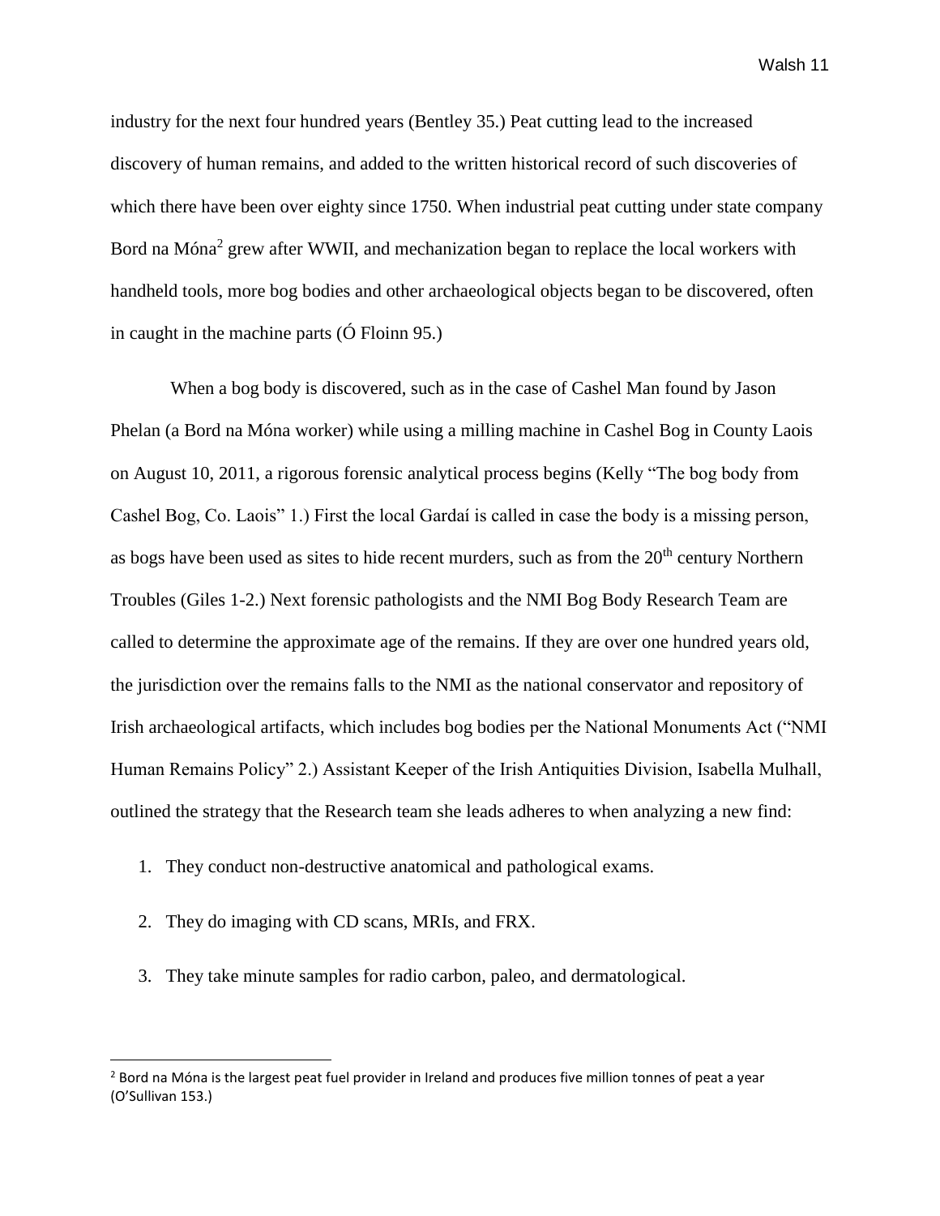industry for the next four hundred years (Bentley 35.) Peat cutting lead to the increased discovery of human remains, and added to the written historical record of such discoveries of which there have been over eighty since 1750. When industrial peat cutting under state company Bord na Móna[2] grew after WWII, and mechanization began to replace the local workers with handheld tools, more bog bodies and other archaeological objects began to be discovered, often in caught in the machine parts (Ó Floinn 95.)

When a bog body is discovered, such as in the case of Cashel Man found by Jason Phelan (a Bord na Móna worker) while using a milling machine in Cashel Bog in County Laois on August 10, 2011, a rigorous forensic analytical process begins (Kelly "The bog body from Cashel Bog, Co. Laois" 1.) First the local Gardaí is called in case the body is a missing person, as bogs have been used as sites to hide recent murders, such as from the 20th century Northern Troubles (Giles 1-2.) Next forensic pathologists and the NMI Bog Body Research Team are called to determine the approximate age of the remains. If they are over one hundred years old, the jurisdiction over the remains falls to the NMI as the national conservator and repository of Irish archaeological artifacts, which includes bog bodies per the National Monuments Act ("NMI Human Remains Policy" 2.) Assistant Keeper of the Irish Antiquities Division, Isabella Mulhall, outlined the strategy that the Research team she leads adheres to when analyzing a new find:

1. They conduct non-destructive anatomical and pathological exams.
2. They do imaging with CD scans, MRIs, and FRX.
3. They take minute samples for radio carbon, paleo, and dermatological.

---

[2] Bord na Móna is the largest peat fuel provider in Ireland and produces five million tonnes of peat a year (O'Sullivan 153.)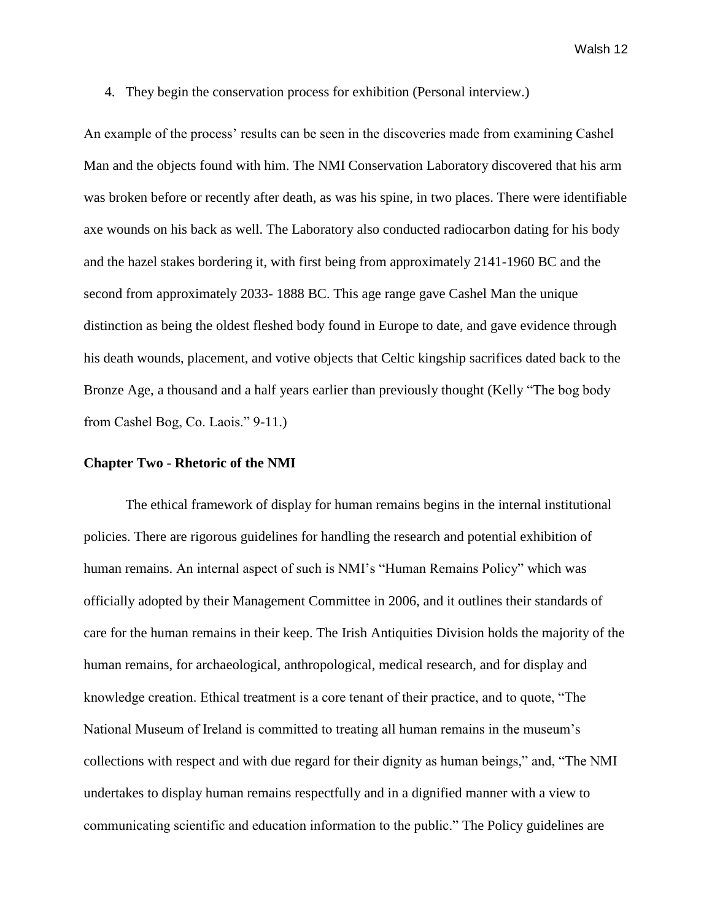4. They begin the conservation process for exhibition (Personal interview.)

An example of the process' results can be seen in the discoveries made from examining Cashel Man and the objects found with him. The NMI Conservation Laboratory discovered that his arm was broken before or recently after death, as was his spine, in two places. There were identifiable axe wounds on his back as well. The Laboratory also conducted radiocarbon dating for his body and the hazel stakes bordering it, with first being from approximately 2141-1960 BC and the second from approximately 2033- 1888 BC. This age range gave Cashel Man the unique distinction as being the oldest fleshed body found in Europe to date, and gave evidence through his death wounds, placement, and votive objects that Celtic kingship sacrifices dated back to the Bronze Age, a thousand and a half years earlier than previously thought (Kelly "The bog body from Cashel Bog, Co. Laois." 9-11.)

### Chapter Two - Rhetoric of the NMI

The ethical framework of display for human remains begins in the internal institutional policies. There are rigorous guidelines for handling the research and potential exhibition of human remains. An internal aspect of such is NMI's "Human Remains Policy" which was officially adopted by their Management Committee in 2006, and it outlines their standards of care for the human remains in their keep. The Irish Antiquities Division holds the majority of the human remains, for archaeological, anthropological, medical research, and for display and knowledge creation. Ethical treatment is a core tenant of their practice, and to quote, "The National Museum of Ireland is committed to treating all human remains in the museum's collections with respect and with due regard for their dignity as human beings," and, "The NMI undertakes to display human remains respectfully and in a dignified manner with a view to communicating scientific and education information to the public." The Policy guidelines are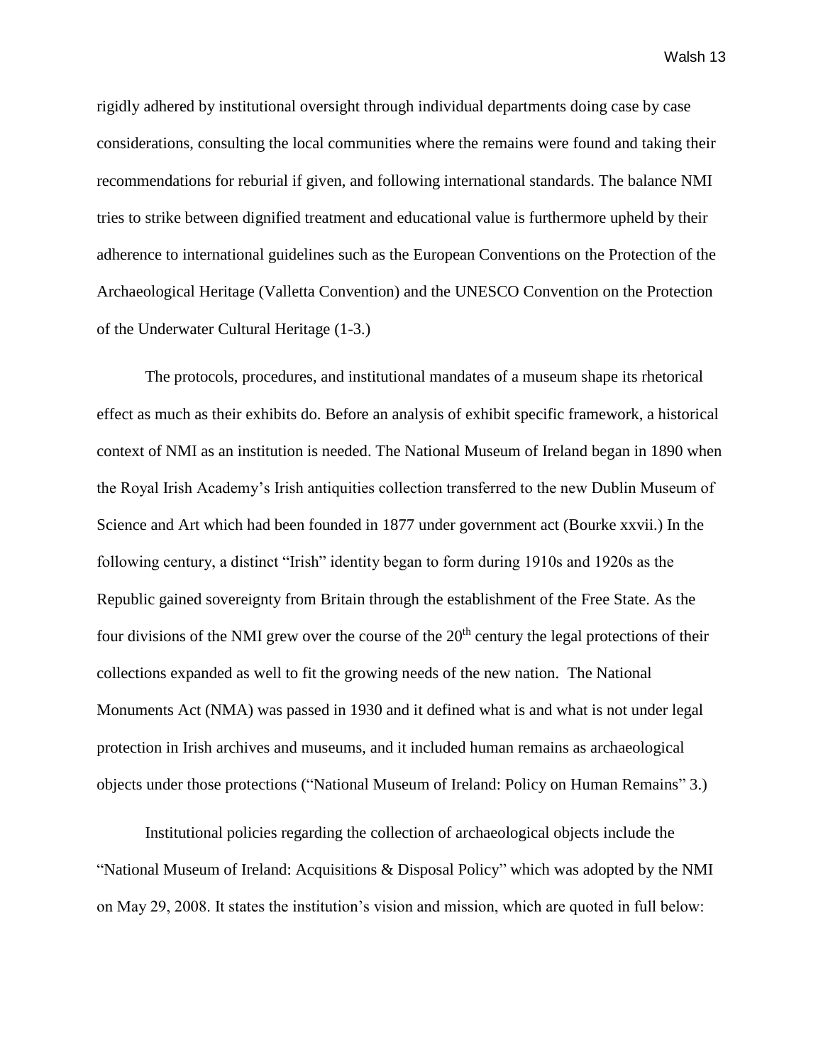rigidly adhered by institutional oversight through individual departments doing case by case considerations, consulting the local communities where the remains were found and taking their recommendations for reburial if given, and following international standards. The balance NMI tries to strike between dignified treatment and educational value is furthermore upheld by their adherence to international guidelines such as the European Conventions on the Protection of the Archaeological Heritage (Valletta Convention) and the UNESCO Convention on the Protection of the Underwater Cultural Heritage (1-3.)

The protocols, procedures, and institutional mandates of a museum shape its rhetorical effect as much as their exhibits do. Before an analysis of exhibit specific framework, a historical context of NMI as an institution is needed. The National Museum of Ireland began in 1890 when the Royal Irish Academy's Irish antiquities collection transferred to the new Dublin Museum of Science and Art which had been founded in 1877 under government act (Bourke xxvii.) In the following century, a distinct "Irish" identity began to form during 1910s and 1920s as the Republic gained sovereignty from Britain through the establishment of the Free State. As the four divisions of the NMI grew over the course of the 20th century the legal protections of their collections expanded as well to fit the growing needs of the new nation. The National Monuments Act (NMA) was passed in 1930 and it defined what is and what is not under legal protection in Irish archives and museums, and it included human remains as archaeological objects under those protections ("National Museum of Ireland: Policy on Human Remains" 3.)

Institutional policies regarding the collection of archaeological objects include the "National Museum of Ireland: Acquisitions & Disposal Policy" which was adopted by the NMI on May 29, 2008. It states the institution's vision and mission, which are quoted in full below: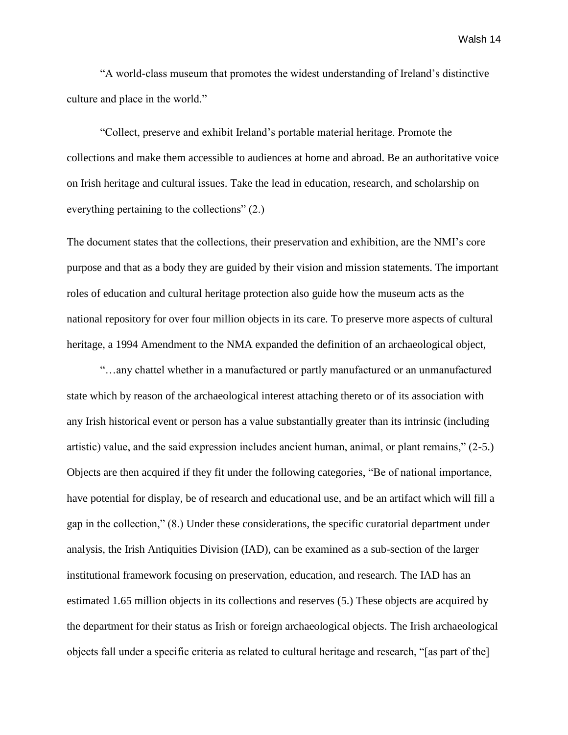"A world-class museum that promotes the widest understanding of Ireland's distinctive culture and place in the world."

"Collect, preserve and exhibit Ireland's portable material heritage. Promote the collections and make them accessible to audiences at home and abroad. Be an authoritative voice on Irish heritage and cultural issues. Take the lead in education, research, and scholarship on everything pertaining to the collections" (2.)

The document states that the collections, their preservation and exhibition, are the NMI's core purpose and that as a body they are guided by their vision and mission statements. The important roles of education and cultural heritage protection also guide how the museum acts as the national repository for over four million objects in its care. To preserve more aspects of cultural heritage, a 1994 Amendment to the NMA expanded the definition of an archaeological object,

"…any chattel whether in a manufactured or partly manufactured or an unmanufactured state which by reason of the archaeological interest attaching thereto or of its association with any Irish historical event or person has a value substantially greater than its intrinsic (including artistic) value, and the said expression includes ancient human, animal, or plant remains," (2-5.) Objects are then acquired if they fit under the following categories, "Be of national importance, have potential for display, be of research and educational use, and be an artifact which will fill a gap in the collection," (8.) Under these considerations, the specific curatorial department under analysis, the Irish Antiquities Division (IAD), can be examined as a sub-section of the larger institutional framework focusing on preservation, education, and research. The IAD has an estimated 1.65 million objects in its collections and reserves (5.) These objects are acquired by the department for their status as Irish or foreign archaeological objects. The Irish archaeological objects fall under a specific criteria as related to cultural heritage and research, "[as part of the]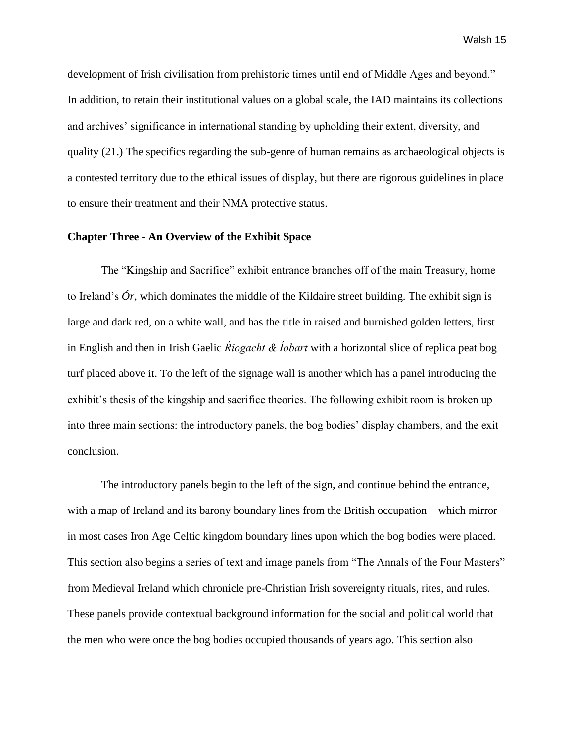development of Irish civilisation from prehistoric times until end of Middle Ages and beyond." In addition, to retain their institutional values on a global scale, the IAD maintains its collections and archives' significance in international standing by upholding their extent, diversity, and quality (21.) The specifics regarding the sub-genre of human remains as archaeological objects is a contested territory due to the ethical issues of display, but there are rigorous guidelines in place to ensure their treatment and their NMA protective status.

## Chapter Three - An Overview of the Exhibit Space

The "Kingship and Sacrifice" exhibit entrance branches off of the main Treasury, home to Ireland's *Ór*, which dominates the middle of the Kildaire street building. The exhibit sign is large and dark red, on a white wall, and has the title in raised and burnished golden letters, first in English and then in Irish Gaelic *Ŕiogacht & Íobart* with a horizontal slice of replica peat bog turf placed above it. To the left of the signage wall is another which has a panel introducing the exhibit's thesis of the kingship and sacrifice theories. The following exhibit room is broken up into three main sections: the introductory panels, the bog bodies' display chambers, and the exit conclusion.

The introductory panels begin to the left of the sign, and continue behind the entrance, with a map of Ireland and its barony boundary lines from the British occupation – which mirror in most cases Iron Age Celtic kingdom boundary lines upon which the bog bodies were placed. This section also begins a series of text and image panels from "The Annals of the Four Masters" from Medieval Ireland which chronicle pre-Christian Irish sovereignty rituals, rites, and rules. These panels provide contextual background information for the social and political world that the men who were once the bog bodies occupied thousands of years ago. This section also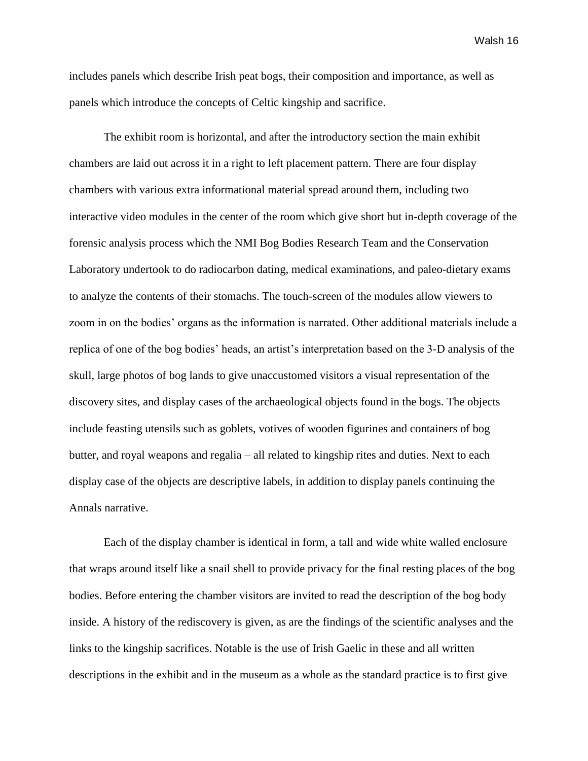includes panels which describe Irish peat bogs, their composition and importance, as well as panels which introduce the concepts of Celtic kingship and sacrifice.

The exhibit room is horizontal, and after the introductory section the main exhibit chambers are laid out across it in a right to left placement pattern. There are four display chambers with various extra informational material spread around them, including two interactive video modules in the center of the room which give short but in-depth coverage of the forensic analysis process which the NMI Bog Bodies Research Team and the Conservation Laboratory undertook to do radiocarbon dating, medical examinations, and paleo-dietary exams to analyze the contents of their stomachs. The touch-screen of the modules allow viewers to zoom in on the bodies' organs as the information is narrated. Other additional materials include a replica of one of the bog bodies' heads, an artist's interpretation based on the 3-D analysis of the skull, large photos of bog lands to give unaccustomed visitors a visual representation of the discovery sites, and display cases of the archaeological objects found in the bogs. The objects include feasting utensils such as goblets, votives of wooden figurines and containers of bog butter, and royal weapons and regalia – all related to kingship rites and duties. Next to each display case of the objects are descriptive labels, in addition to display panels continuing the Annals narrative.

Each of the display chamber is identical in form, a tall and wide white walled enclosure that wraps around itself like a snail shell to provide privacy for the final resting places of the bog bodies. Before entering the chamber visitors are invited to read the description of the bog body inside. A history of the rediscovery is given, as are the findings of the scientific analyses and the links to the kingship sacrifices. Notable is the use of Irish Gaelic in these and all written descriptions in the exhibit and in the museum as a whole as the standard practice is to first give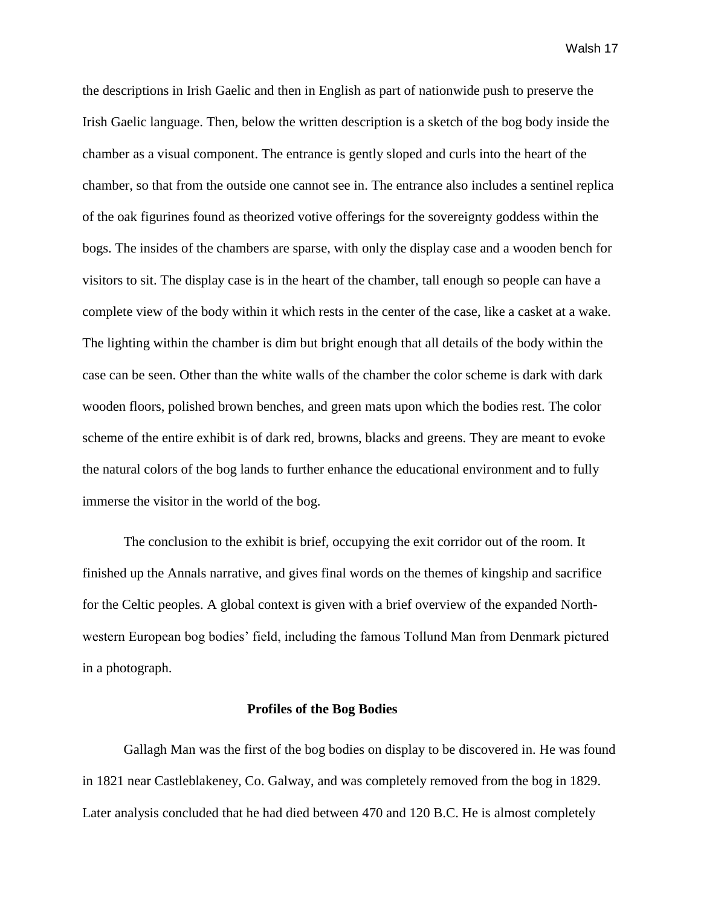the descriptions in Irish Gaelic and then in English as part of nationwide push to preserve the Irish Gaelic language. Then, below the written description is a sketch of the bog body inside the chamber as a visual component. The entrance is gently sloped and curls into the heart of the chamber, so that from the outside one cannot see in. The entrance also includes a sentinel replica of the oak figurines found as theorized votive offerings for the sovereignty goddess within the bogs. The insides of the chambers are sparse, with only the display case and a wooden bench for visitors to sit. The display case is in the heart of the chamber, tall enough so people can have a complete view of the body within it which rests in the center of the case, like a casket at a wake. The lighting within the chamber is dim but bright enough that all details of the body within the case can be seen. Other than the white walls of the chamber the color scheme is dark with dark wooden floors, polished brown benches, and green mats upon which the bodies rest. The color scheme of the entire exhibit is of dark red, browns, blacks and greens. They are meant to evoke the natural colors of the bog lands to further enhance the educational environment and to fully immerse the visitor in the world of the bog.

The conclusion to the exhibit is brief, occupying the exit corridor out of the room. It finished up the Annals narrative, and gives final words on the themes of kingship and sacrifice for the Celtic peoples. A global context is given with a brief overview of the expanded North-western European bog bodies' field, including the famous Tollund Man from Denmark pictured in a photograph.

## Profiles of the Bog Bodies

Gallagh Man was the first of the bog bodies on display to be discovered in. He was found in 1821 near Castleblakeney, Co. Galway, and was completely removed from the bog in 1829. Later analysis concluded that he had died between 470 and 120 B.C. He is almost completely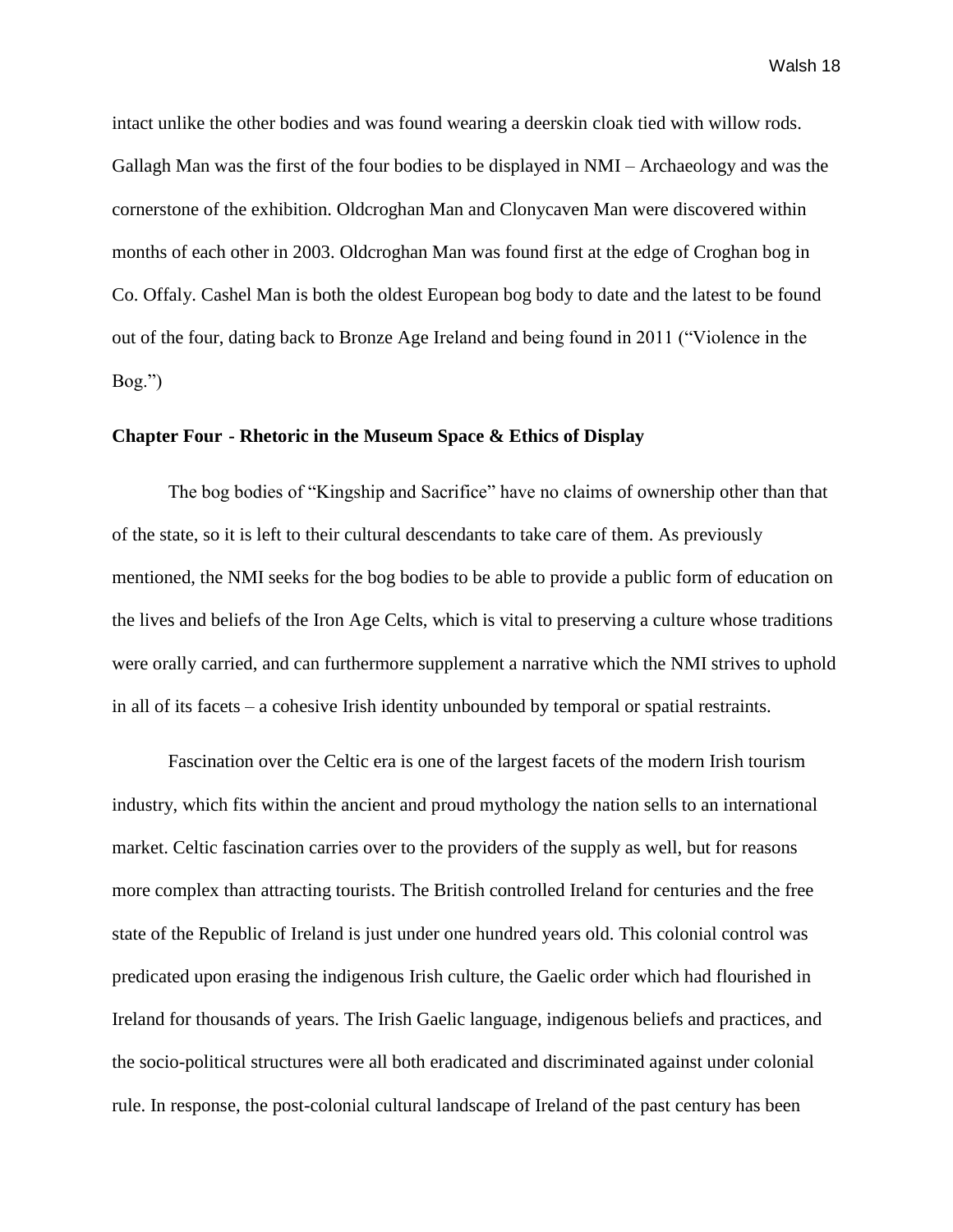intact unlike the other bodies and was found wearing a deerskin cloak tied with willow rods. Gallagh Man was the first of the four bodies to be displayed in NMI – Archaeology and was the cornerstone of the exhibition. Oldcroghan Man and Clonycaven Man were discovered within months of each other in 2003. Oldcroghan Man was found first at the edge of Croghan bog in Co. Offaly. Cashel Man is both the oldest European bog body to date and the latest to be found out of the four, dating back to Bronze Age Ireland and being found in 2011 ("Violence in the Bog.")

**Chapter Four - Rhetoric in the Museum Space & Ethics of Display**

The bog bodies of "Kingship and Sacrifice" have no claims of ownership other than that of the state, so it is left to their cultural descendants to take care of them. As previously mentioned, the NMI seeks for the bog bodies to be able to provide a public form of education on the lives and beliefs of the Iron Age Celts, which is vital to preserving a culture whose traditions were orally carried, and can furthermore supplement a narrative which the NMI strives to uphold in all of its facets – a cohesive Irish identity unbounded by temporal or spatial restraints.

Fascination over the Celtic era is one of the largest facets of the modern Irish tourism industry, which fits within the ancient and proud mythology the nation sells to an international market. Celtic fascination carries over to the providers of the supply as well, but for reasons more complex than attracting tourists. The British controlled Ireland for centuries and the free state of the Republic of Ireland is just under one hundred years old. This colonial control was predicated upon erasing the indigenous Irish culture, the Gaelic order which had flourished in Ireland for thousands of years. The Irish Gaelic language, indigenous beliefs and practices, and the socio-political structures were all both eradicated and discriminated against under colonial rule. In response, the post-colonial cultural landscape of Ireland of the past century has been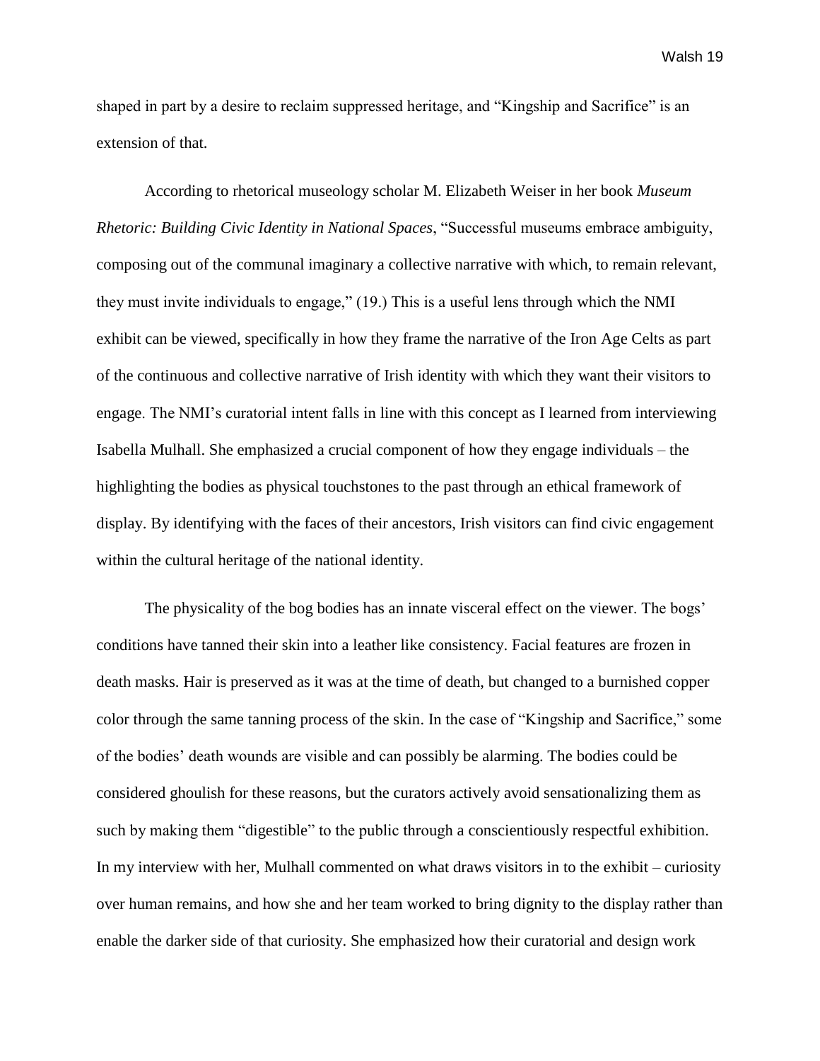shaped in part by a desire to reclaim suppressed heritage, and "Kingship and Sacrifice" is an extension of that.

According to rhetorical museology scholar M. Elizabeth Weiser in her book *Museum Rhetoric: Building Civic Identity in National Spaces*, "Successful museums embrace ambiguity, composing out of the communal imaginary a collective narrative with which, to remain relevant, they must invite individuals to engage," (19.) This is a useful lens through which the NMI exhibit can be viewed, specifically in how they frame the narrative of the Iron Age Celts as part of the continuous and collective narrative of Irish identity with which they want their visitors to engage. The NMI's curatorial intent falls in line with this concept as I learned from interviewing Isabella Mulhall. She emphasized a crucial component of how they engage individuals – the highlighting the bodies as physical touchstones to the past through an ethical framework of display. By identifying with the faces of their ancestors, Irish visitors can find civic engagement within the cultural heritage of the national identity.

The physicality of the bog bodies has an innate visceral effect on the viewer. The bogs' conditions have tanned their skin into a leather like consistency. Facial features are frozen in death masks. Hair is preserved as it was at the time of death, but changed to a burnished copper color through the same tanning process of the skin. In the case of "Kingship and Sacrifice," some of the bodies' death wounds are visible and can possibly be alarming. The bodies could be considered ghoulish for these reasons, but the curators actively avoid sensationalizing them as such by making them "digestible" to the public through a conscientiously respectful exhibition. In my interview with her, Mulhall commented on what draws visitors in to the exhibit – curiosity over human remains, and how she and her team worked to bring dignity to the display rather than enable the darker side of that curiosity. She emphasized how their curatorial and design work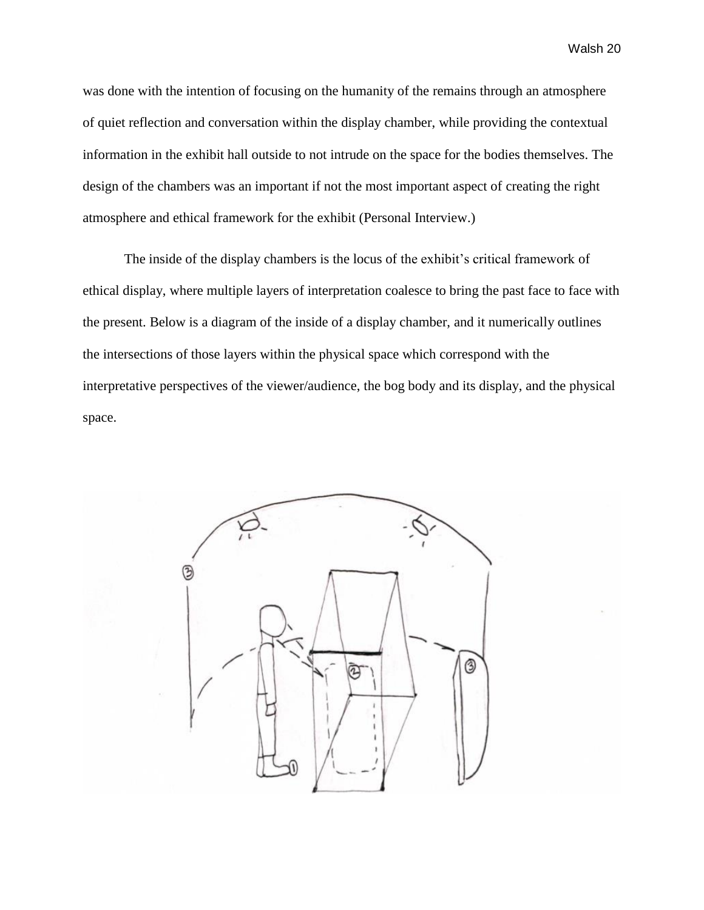was done with the intention of focusing on the humanity of the remains through an atmosphere of quiet reflection and conversation within the display chamber, while providing the contextual information in the exhibit hall outside to not intrude on the space for the bodies themselves. The design of the chambers was an important if not the most important aspect of creating the right atmosphere and ethical framework for the exhibit (Personal Interview.)

The inside of the display chambers is the locus of the exhibit's critical framework of ethical display, where multiple layers of interpretation coalesce to bring the past face to face with the present. Below is a diagram of the inside of a display chamber, and it numerically outlines the intersections of those layers within the physical space which correspond with the interpretative perspectives of the viewer/audience, the bog body and its display, and the physical space.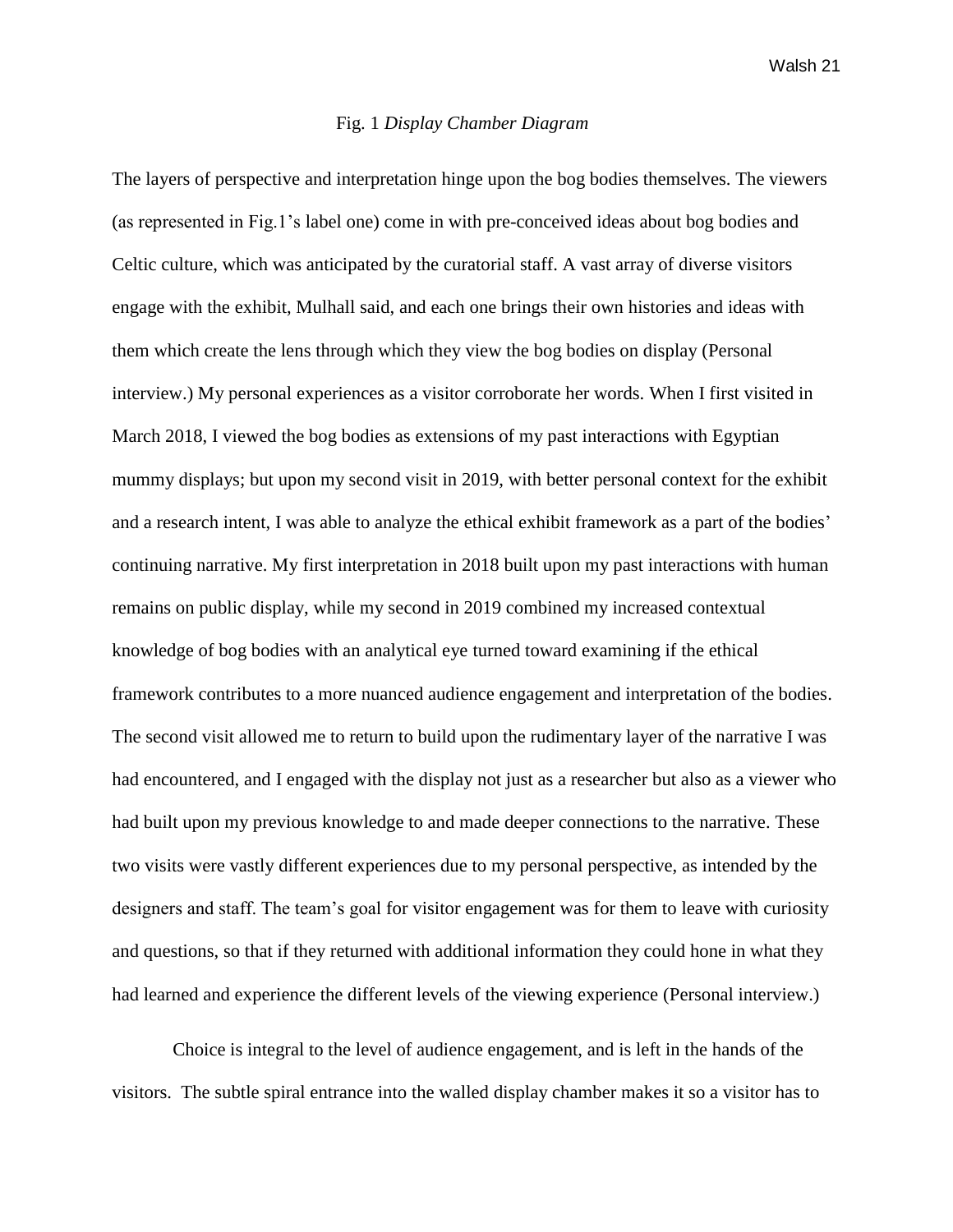Fig. 1 *Display Chamber Diagram*

The layers of perspective and interpretation hinge upon the bog bodies themselves. The viewers (as represented in Fig.1's label one) come in with pre-conceived ideas about bog bodies and Celtic culture, which was anticipated by the curatorial staff. A vast array of diverse visitors engage with the exhibit, Mulhall said, and each one brings their own histories and ideas with them which create the lens through which they view the bog bodies on display (Personal interview.) My personal experiences as a visitor corroborate her words. When I first visited in March 2018, I viewed the bog bodies as extensions of my past interactions with Egyptian mummy displays; but upon my second visit in 2019, with better personal context for the exhibit and a research intent, I was able to analyze the ethical exhibit framework as a part of the bodies' continuing narrative. My first interpretation in 2018 built upon my past interactions with human remains on public display, while my second in 2019 combined my increased contextual knowledge of bog bodies with an analytical eye turned toward examining if the ethical framework contributes to a more nuanced audience engagement and interpretation of the bodies. The second visit allowed me to return to build upon the rudimentary layer of the narrative I was had encountered, and I engaged with the display not just as a researcher but also as a viewer who had built upon my previous knowledge to and made deeper connections to the narrative. These two visits were vastly different experiences due to my personal perspective, as intended by the designers and staff. The team's goal for visitor engagement was for them to leave with curiosity and questions, so that if they returned with additional information they could hone in what they had learned and experience the different levels of the viewing experience (Personal interview.)

Choice is integral to the level of audience engagement, and is left in the hands of the visitors. The subtle spiral entrance into the walled display chamber makes it so a visitor has to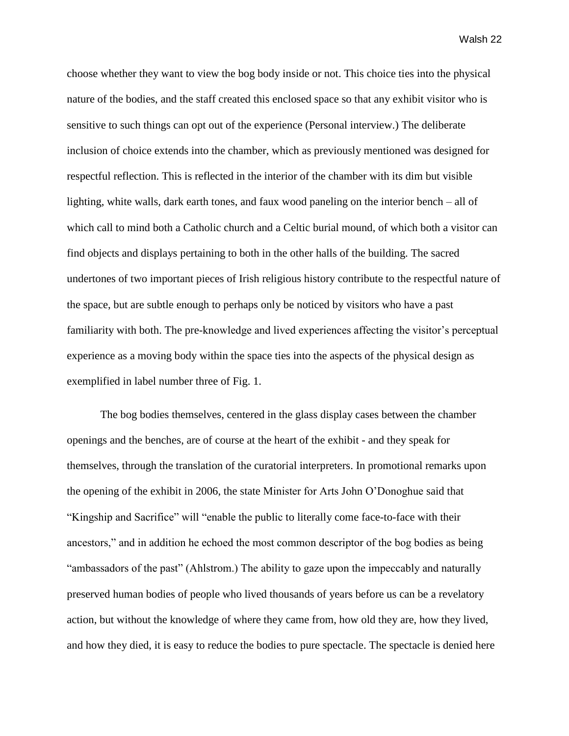choose whether they want to view the bog body inside or not. This choice ties into the physical nature of the bodies, and the staff created this enclosed space so that any exhibit visitor who is sensitive to such things can opt out of the experience (Personal interview.) The deliberate inclusion of choice extends into the chamber, which as previously mentioned was designed for respectful reflection. This is reflected in the interior of the chamber with its dim but visible lighting, white walls, dark earth tones, and faux wood paneling on the interior bench – all of which call to mind both a Catholic church and a Celtic burial mound, of which both a visitor can find objects and displays pertaining to both in the other halls of the building. The sacred undertones of two important pieces of Irish religious history contribute to the respectful nature of the space, but are subtle enough to perhaps only be noticed by visitors who have a past familiarity with both. The pre-knowledge and lived experiences affecting the visitor's perceptual experience as a moving body within the space ties into the aspects of the physical design as exemplified in label number three of Fig. 1.

The bog bodies themselves, centered in the glass display cases between the chamber openings and the benches, are of course at the heart of the exhibit - and they speak for themselves, through the translation of the curatorial interpreters. In promotional remarks upon the opening of the exhibit in 2006, the state Minister for Arts John O'Donoghue said that "Kingship and Sacrifice" will "enable the public to literally come face-to-face with their ancestors," and in addition he echoed the most common descriptor of the bog bodies as being "ambassadors of the past" (Ahlstrom.) The ability to gaze upon the impeccably and naturally preserved human bodies of people who lived thousands of years before us can be a revelatory action, but without the knowledge of where they came from, how old they are, how they lived, and how they died, it is easy to reduce the bodies to pure spectacle. The spectacle is denied here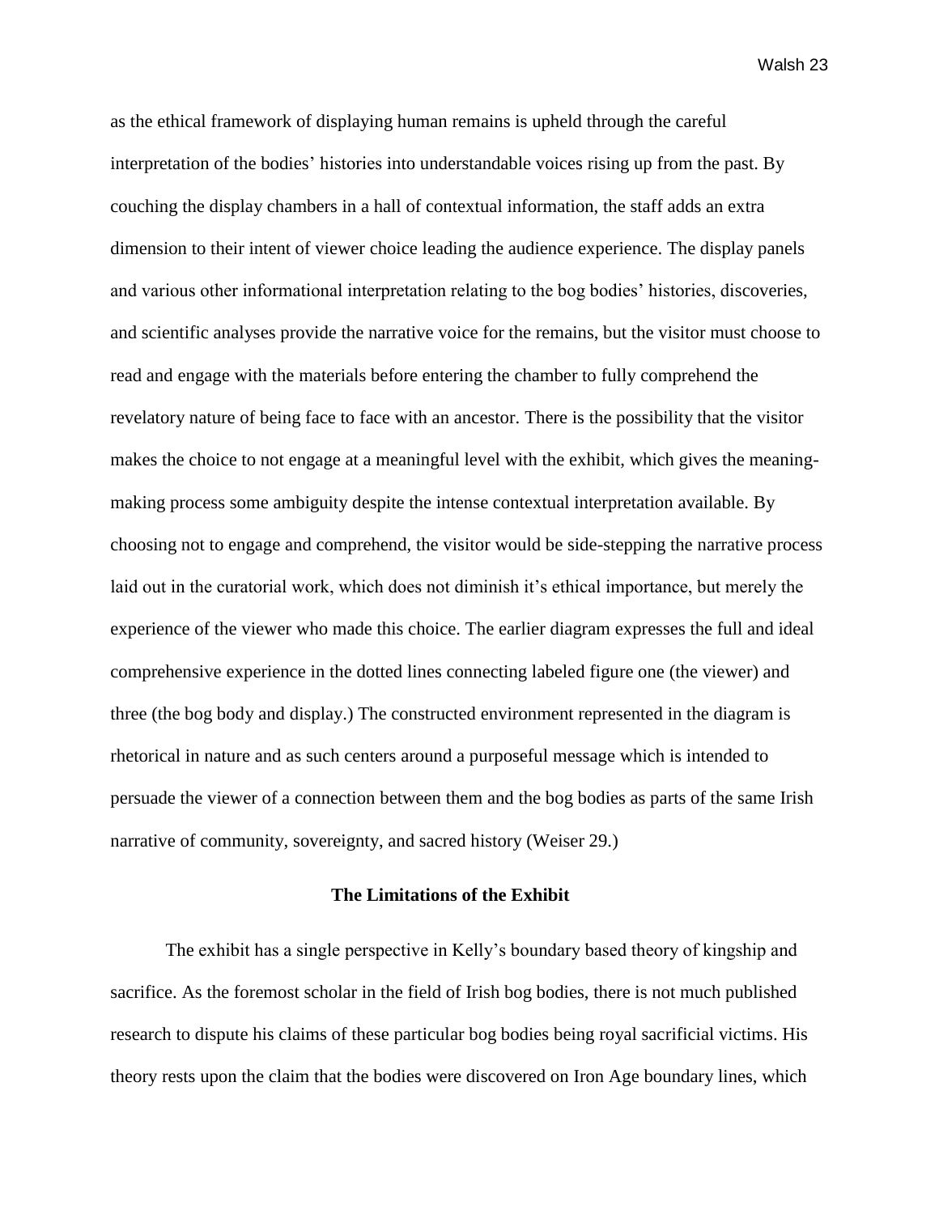as the ethical framework of displaying human remains is upheld through the careful interpretation of the bodies' histories into understandable voices rising up from the past. By couching the display chambers in a hall of contextual information, the staff adds an extra dimension to their intent of viewer choice leading the audience experience. The display panels and various other informational interpretation relating to the bog bodies' histories, discoveries, and scientific analyses provide the narrative voice for the remains, but the visitor must choose to read and engage with the materials before entering the chamber to fully comprehend the revelatory nature of being face to face with an ancestor. There is the possibility that the visitor makes the choice to not engage at a meaningful level with the exhibit, which gives the meaning-making process some ambiguity despite the intense contextual interpretation available. By choosing not to engage and comprehend, the visitor would be side-stepping the narrative process laid out in the curatorial work, which does not diminish it's ethical importance, but merely the experience of the viewer who made this choice. The earlier diagram expresses the full and ideal comprehensive experience in the dotted lines connecting labeled figure one (the viewer) and three (the bog body and display.) The constructed environment represented in the diagram is rhetorical in nature and as such centers around a purposeful message which is intended to persuade the viewer of a connection between them and the bog bodies as parts of the same Irish narrative of community, sovereignty, and sacred history (Weiser 29.)

## The Limitations of the Exhibit

The exhibit has a single perspective in Kelly's boundary based theory of kingship and sacrifice. As the foremost scholar in the field of Irish bog bodies, there is not much published research to dispute his claims of these particular bog bodies being royal sacrificial victims. His theory rests upon the claim that the bodies were discovered on Iron Age boundary lines, which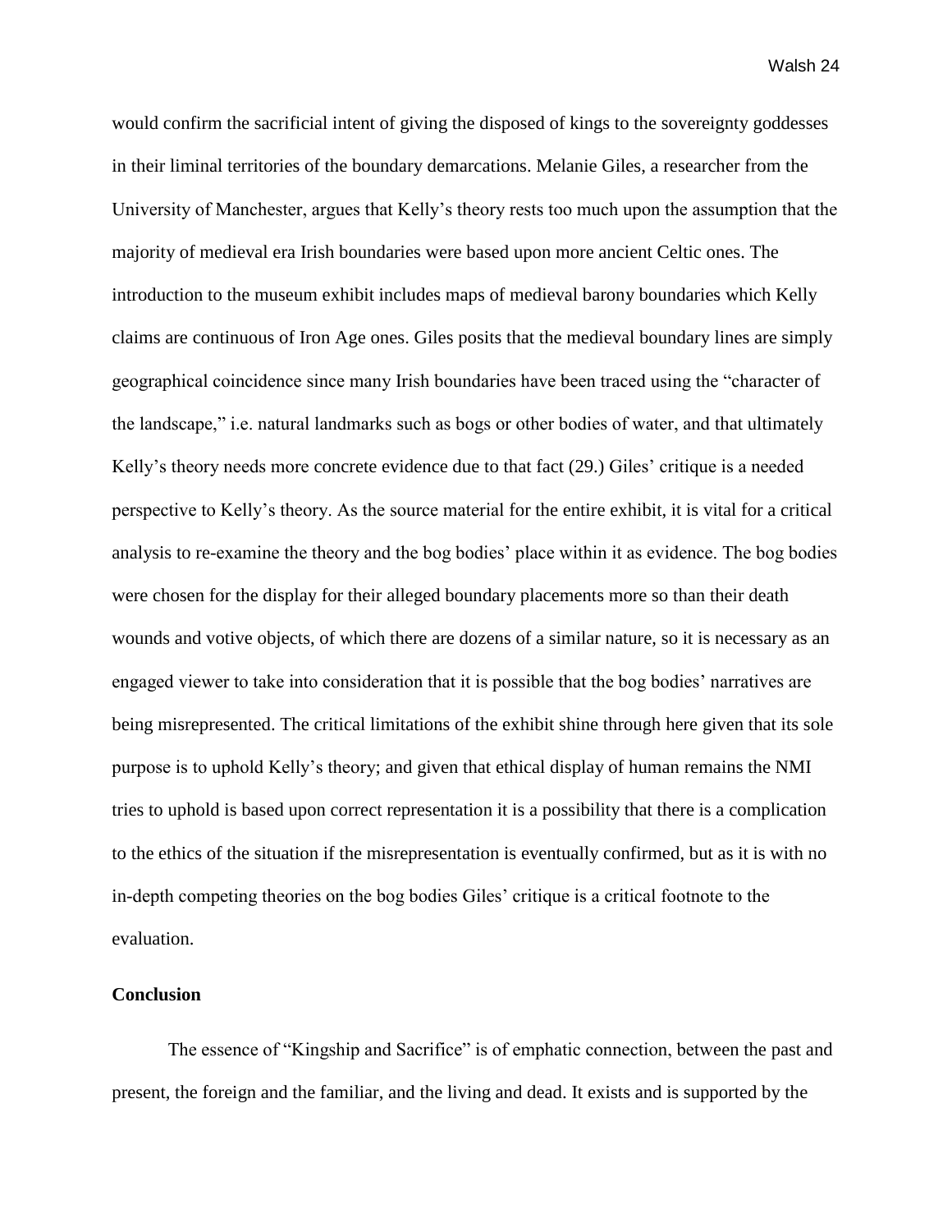would confirm the sacrificial intent of giving the disposed of kings to the sovereignty goddesses in their liminal territories of the boundary demarcations. Melanie Giles, a researcher from the University of Manchester, argues that Kelly's theory rests too much upon the assumption that the majority of medieval era Irish boundaries were based upon more ancient Celtic ones. The introduction to the museum exhibit includes maps of medieval barony boundaries which Kelly claims are continuous of Iron Age ones. Giles posits that the medieval boundary lines are simply geographical coincidence since many Irish boundaries have been traced using the "character of the landscape," i.e. natural landmarks such as bogs or other bodies of water, and that ultimately Kelly's theory needs more concrete evidence due to that fact (29.) Giles' critique is a needed perspective to Kelly's theory. As the source material for the entire exhibit, it is vital for a critical analysis to re-examine the theory and the bog bodies' place within it as evidence. The bog bodies were chosen for the display for their alleged boundary placements more so than their death wounds and votive objects, of which there are dozens of a similar nature, so it is necessary as an engaged viewer to take into consideration that it is possible that the bog bodies' narratives are being misrepresented. The critical limitations of the exhibit shine through here given that its sole purpose is to uphold Kelly's theory; and given that ethical display of human remains the NMI tries to uphold is based upon correct representation it is a possibility that there is a complication to the ethics of the situation if the misrepresentation is eventually confirmed, but as it is with no in-depth competing theories on the bog bodies Giles' critique is a critical footnote to the evaluation.

**Conclusion**

The essence of "Kingship and Sacrifice" is of emphatic connection, between the past and present, the foreign and the familiar, and the living and dead. It exists and is supported by the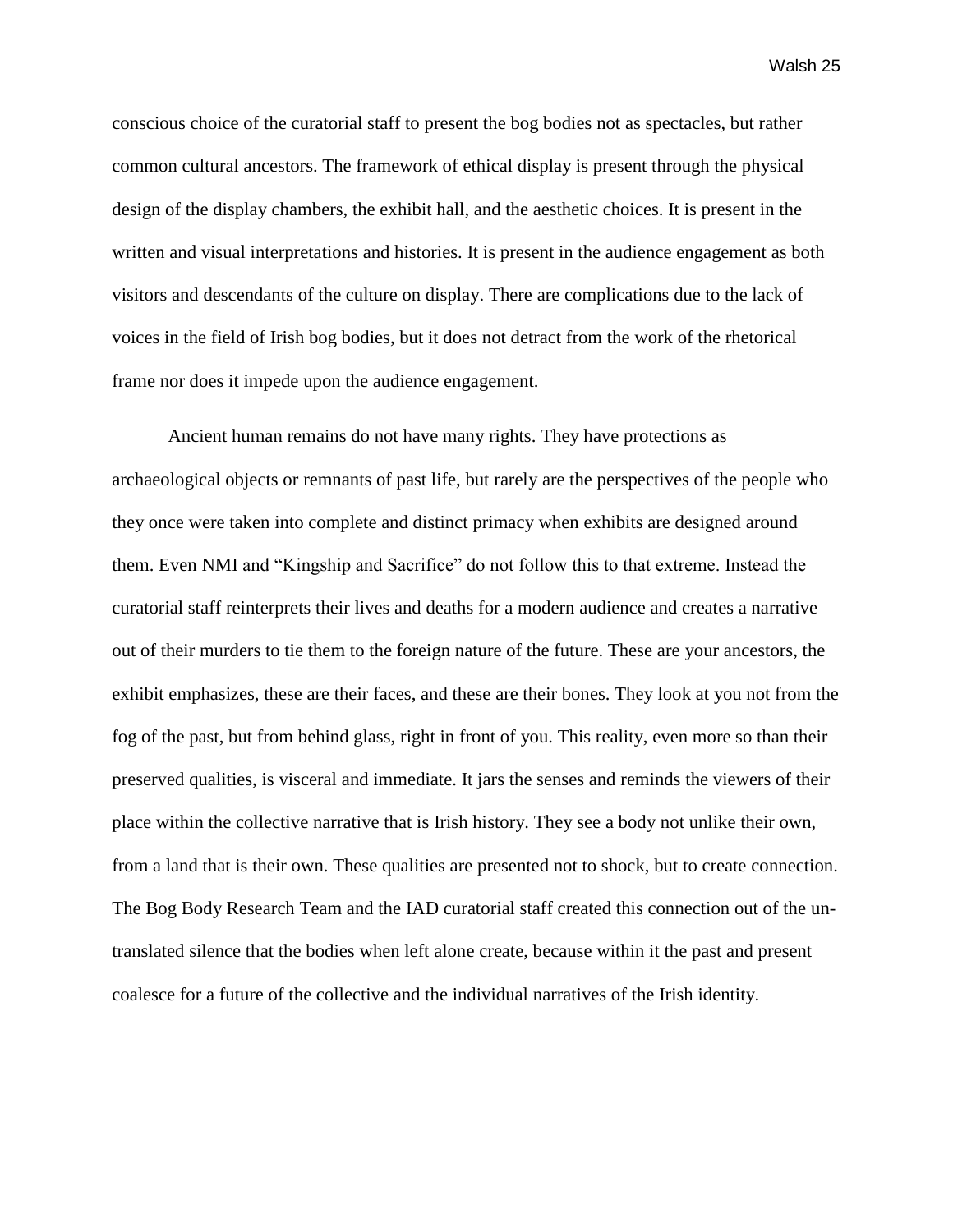conscious choice of the curatorial staff to present the bog bodies not as spectacles, but rather common cultural ancestors. The framework of ethical display is present through the physical design of the display chambers, the exhibit hall, and the aesthetic choices. It is present in the written and visual interpretations and histories. It is present in the audience engagement as both visitors and descendants of the culture on display. There are complications due to the lack of voices in the field of Irish bog bodies, but it does not detract from the work of the rhetorical frame nor does it impede upon the audience engagement.

Ancient human remains do not have many rights. They have protections as archaeological objects or remnants of past life, but rarely are the perspectives of the people who they once were taken into complete and distinct primacy when exhibits are designed around them. Even NMI and "Kingship and Sacrifice" do not follow this to that extreme. Instead the curatorial staff reinterprets their lives and deaths for a modern audience and creates a narrative out of their murders to tie them to the foreign nature of the future. These are your ancestors, the exhibit emphasizes, these are their faces, and these are their bones. They look at you not from the fog of the past, but from behind glass, right in front of you. This reality, even more so than their preserved qualities, is visceral and immediate. It jars the senses and reminds the viewers of their place within the collective narrative that is Irish history. They see a body not unlike their own, from a land that is their own. These qualities are presented not to shock, but to create connection. The Bog Body Research Team and the IAD curatorial staff created this connection out of the un-translated silence that the bodies when left alone create, because within it the past and present coalesce for a future of the collective and the individual narratives of the Irish identity.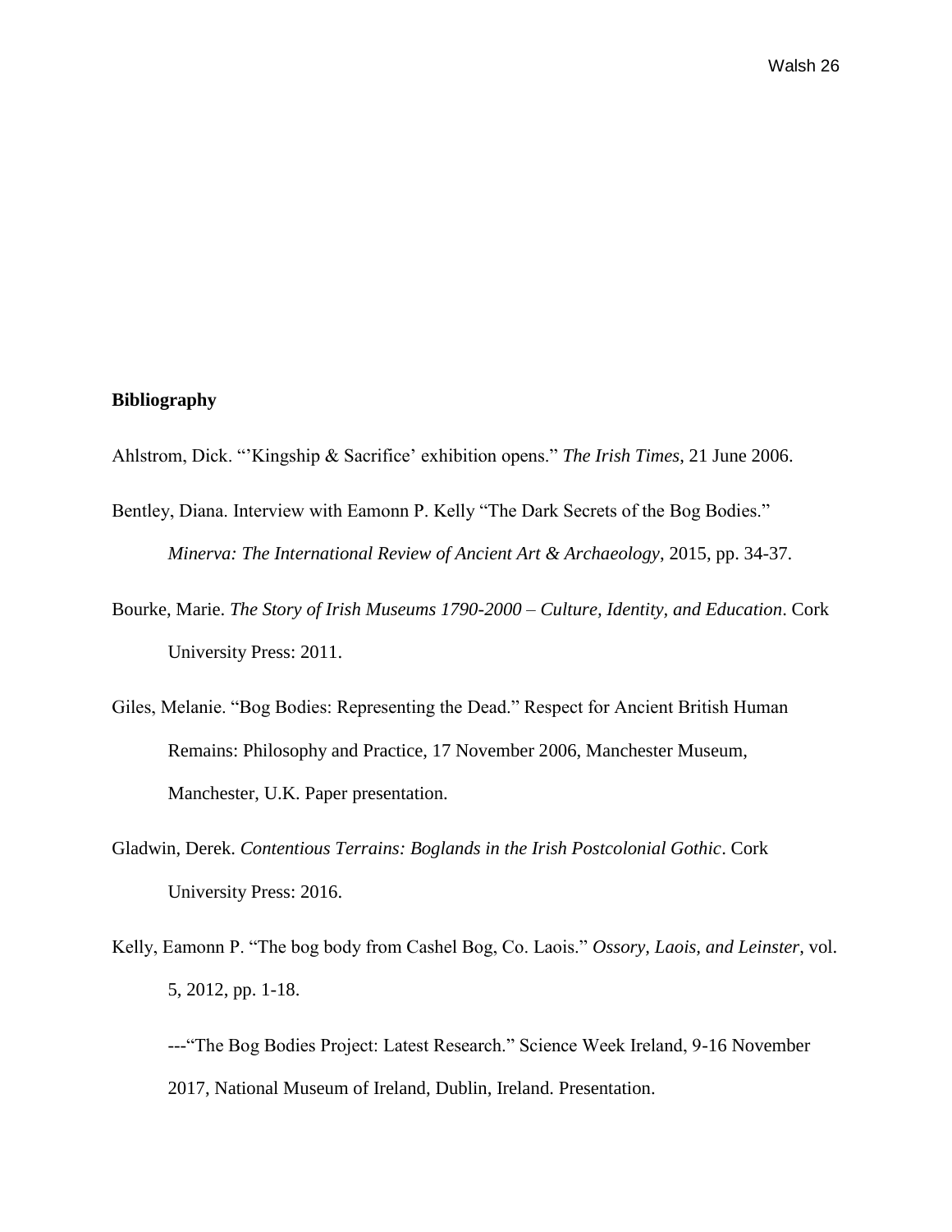**Bibliography**

Ahlstrom, Dick. "'Kingship & Sacrifice' exhibition opens." *The Irish Times*, 21 June 2006.

Bentley, Diana. Interview with Eamonn P. Kelly "The Dark Secrets of the Bog Bodies." *Minerva: The International Review of Ancient Art & Archaeology*, 2015, pp. 34-37.

Bourke, Marie. *The Story of Irish Museums 1790-2000 – Culture, Identity, and Education*. Cork University Press: 2011.

Giles, Melanie. "Bog Bodies: Representing the Dead." Respect for Ancient British Human Remains: Philosophy and Practice, 17 November 2006, Manchester Museum, Manchester, U.K. Paper presentation.

Gladwin, Derek. *Contentious Terrains: Boglands in the Irish Postcolonial Gothic*. Cork University Press: 2016.

Kelly, Eamonn P. "The bog body from Cashel Bog, Co. Laois." *Ossory, Laois, and Leinster*, vol. 5, 2012, pp. 1-18.

---"The Bog Bodies Project: Latest Research." Science Week Ireland, 9-16 November 2017, National Museum of Ireland, Dublin, Ireland. Presentation.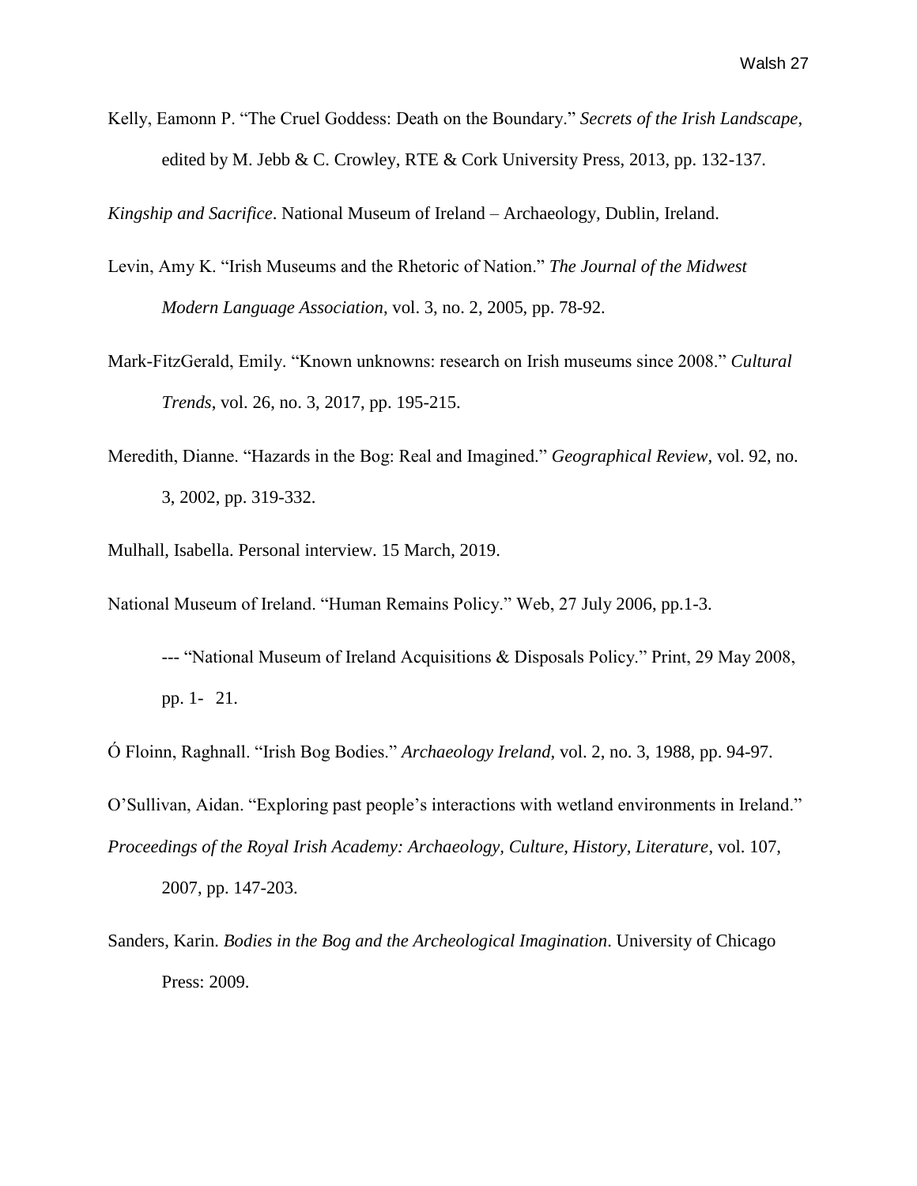Kelly, Eamonn P. “The Cruel Goddess: Death on the Boundary.” *Secrets of the Irish Landscape*, edited by M. Jebb & C. Crowley, RTE & Cork University Press, 2013, pp. 132-137.

*Kingship and Sacrifice*. National Museum of Ireland – Archaeology, Dublin, Ireland.

Levin, Amy K. “Irish Museums and the Rhetoric of Nation.” *The Journal of the Midwest Modern Language Association*, vol. 3, no. 2, 2005, pp. 78-92.

Mark-FitzGerald, Emily. “Known unknowns: research on Irish museums since 2008.” *Cultural Trends*, vol. 26, no. 3, 2017, pp. 195-215.

Meredith, Dianne. “Hazards in the Bog: Real and Imagined.” *Geographical Review*, vol. 92, no. 3, 2002, pp. 319-332.

Mulhall, Isabella. Personal interview. 15 March, 2019.

National Museum of Ireland. “Human Remains Policy.” Web, 27 July 2006, pp.1-3.

--- “National Museum of Ireland Acquisitions & Disposals Policy.” Print, 29 May 2008, pp. 1- 21.

Ó Floinn, Raghnall. “Irish Bog Bodies.” *Archaeology Ireland*, vol. 2, no. 3, 1988, pp. 94-97.

O’Sullivan, Aidan. “Exploring past people’s interactions with wetland environments in Ireland.” *Proceedings of the Royal Irish Academy: Archaeology, Culture, History, Literature*, vol. 107, 2007, pp. 147-203.

Sanders, Karin. *Bodies in the Bog and the Archeological Imagination*. University of Chicago Press: 2009.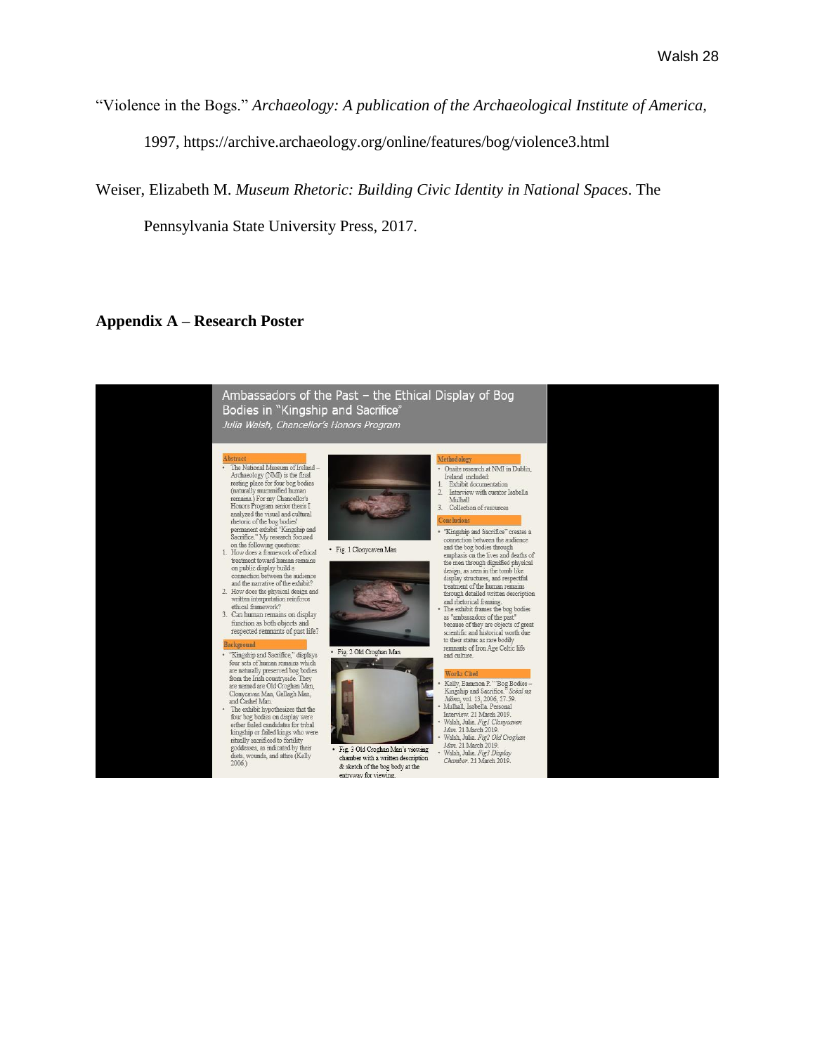"Violence in the Bogs." *Archaeology: A publication of the Archaeological Institute of America*, 1997, https://archive.archaeology.org/online/features/bog/violence3.html

Weiser, Elizabeth M. *Museum Rhetoric: Building Civic Identity in National Spaces*. The Pennsylvania State University Press, 2017.

## Appendix A – Research Poster

### Ambassadors of the Past – the Ethical Display of Bog Bodies in "Kingship and Sacrifice"

*Julia Walsh, Chancellor's Honors Program*

**Abstract**

- The National Museum of Ireland – Archaeology (NMI) is the final resting place for four bog bodies (naturally mummified human remains.) For my Chancellor's Honors Program senior thesis I analyzed the visual and cultural rhetoric of the bog bodies' permanent exhibit "Kingship and Sacrifice." My research focused on the following questions:

1. How does a framework of ethical treatment toward human remains on public display build a connection between the audience and the narrative of the exhibit?
2. How does the physical design and written interpretation reinforce ethical framework?
3. Can human remains on display function as both objects and respected remnants of past life?

**Background**

- "Kingship and Sacrifice," displays four sets of human remains which are naturally preserved bog bodies from the Irish countryside. They are named are Old Croghan Man, Clonycavan Man, Gallagh Man, and Cashel Man.
- The exhibit hypothesizes that the four bog bodies on display were either failed candidates for tribal kingship or failed kings who were ritually sacrificed to fertility goddesses, as indicated by their diets, wounds, and attire (Kelly 2006.)

- Fig. 1 Clonycaven Man
- Fig. 2 Old Croghan Man
- Fig. 3 Old Croghan Man's viewing chamber with a written description & sketch of the bog body at the entryway for viewing.

**Methodology**

- Onsite research at NMI in Dublin, Ireland included:

1. Exhibit documentation
2. Interview with curator Isabella Mulhall
3. Collection of resources

**Conclusions**

- "Kingship and Sacrifice" creates a connection between the audience and the bog bodies through emphasis on the lives and deaths of the men through dignified physical design, as seen in the tomb like display structures, and respectful treatment of the human remains through detailed written description and rhetorical framing.
- The exhibit frames the bog bodies as "ambassadors of the past" because of they are objects of great scientific and historical worth due to their status as rare bodily remnants of Iron Age Celtic life and culture.

**Works Cited**

- Kelly, Eammon P. "'Bog Bodies – Kingship and Sacrifice." *Scéal na Móna*, vol. 13, 2006, 57-59.
- Mulhall, Isabella. Personal Interview. 21 March 2019.
- Walsh, Julia. *Fig1 Clonycaven Man*. 21 March 2019.
- Walsh, Julia. *Fig2 Old Croghan Man*. 21 March 2019.
- Walsh, Julia. *Fig3 Display Chamber*. 21 March 2019.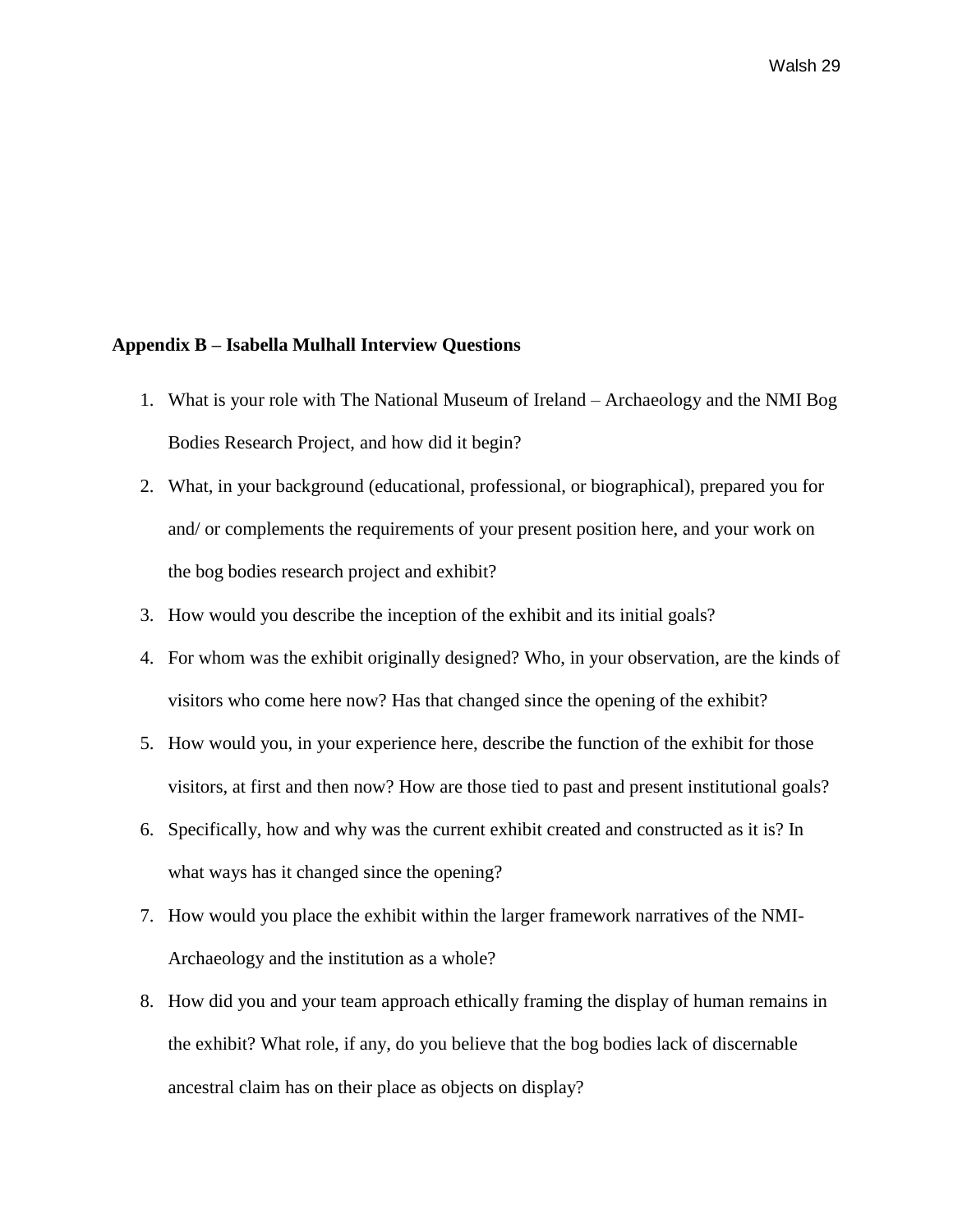**Appendix B – Isabella Mulhall Interview Questions**

1. What is your role with The National Museum of Ireland – Archaeology and the NMI Bog Bodies Research Project, and how did it begin?
2. What, in your background (educational, professional, or biographical), prepared you for and/ or complements the requirements of your present position here, and your work on the bog bodies research project and exhibit?
3. How would you describe the inception of the exhibit and its initial goals?
4. For whom was the exhibit originally designed? Who, in your observation, are the kinds of visitors who come here now? Has that changed since the opening of the exhibit?
5. How would you, in your experience here, describe the function of the exhibit for those visitors, at first and then now? How are those tied to past and present institutional goals?
6. Specifically, how and why was the current exhibit created and constructed as it is? In what ways has it changed since the opening?
7. How would you place the exhibit within the larger framework narratives of the NMI-Archaeology and the institution as a whole?
8. How did you and your team approach ethically framing the display of human remains in the exhibit? What role, if any, do you believe that the bog bodies lack of discernable ancestral claim has on their place as objects on display?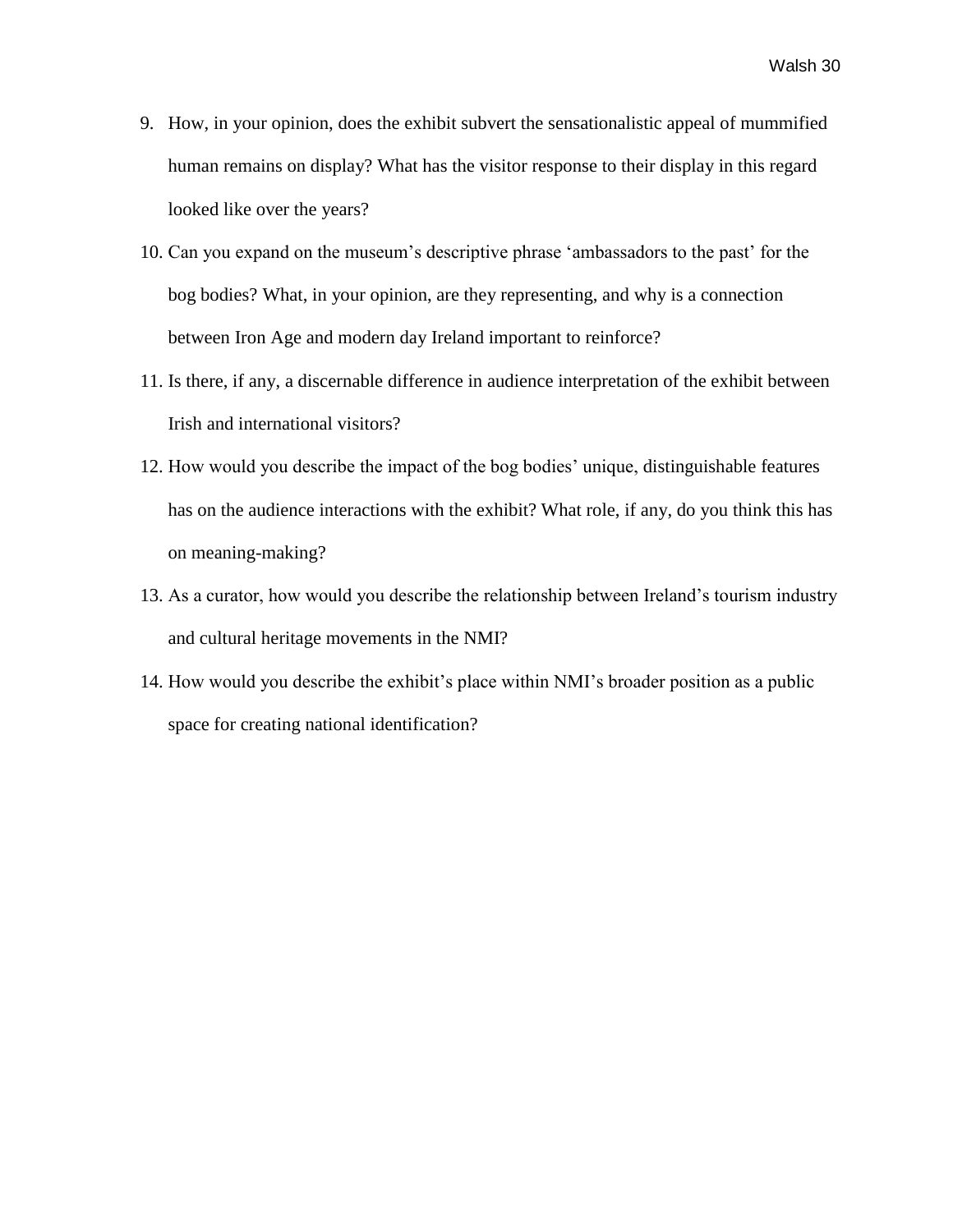9. How, in your opinion, does the exhibit subvert the sensationalistic appeal of mummified human remains on display? What has the visitor response to their display in this regard looked like over the years?
10. Can you expand on the museum's descriptive phrase 'ambassadors to the past' for the bog bodies? What, in your opinion, are they representing, and why is a connection between Iron Age and modern day Ireland important to reinforce?
11. Is there, if any, a discernable difference in audience interpretation of the exhibit between Irish and international visitors?
12. How would you describe the impact of the bog bodies' unique, distinguishable features has on the audience interactions with the exhibit? What role, if any, do you think this has on meaning-making?
13. As a curator, how would you describe the relationship between Ireland's tourism industry and cultural heritage movements in the NMI?
14. How would you describe the exhibit's place within NMI's broader position as a public space for creating national identification?